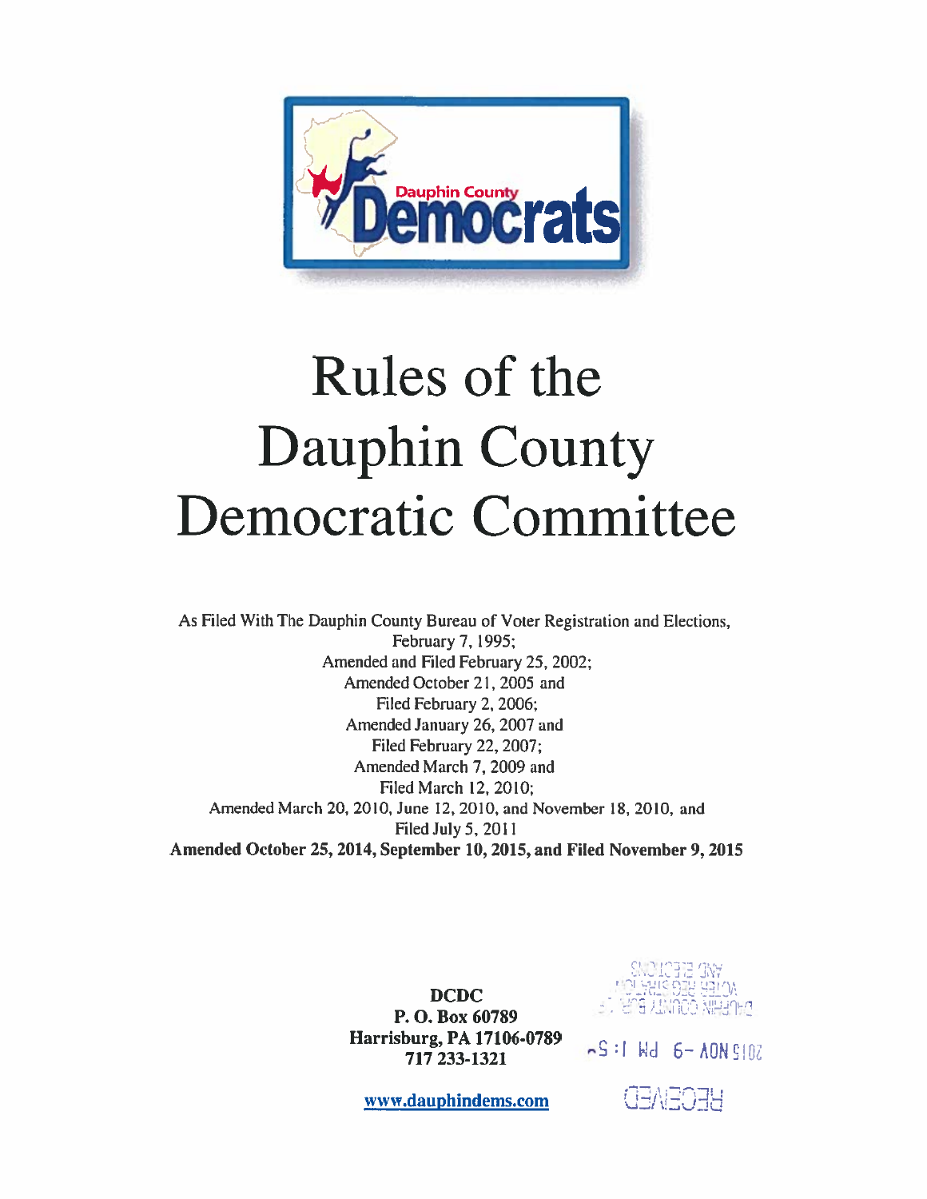# Rules of the Dauphin County Democratic Committee

As Filed With The Dauphin County Bureau of Voter Registration and Elections,
February 7, 1995;
Amended and Filed February 25, 2002;
Amended October 21, 2005 and
Filed February 2, 2006;
Amended January 26, 2007 and
Filed February 22, 2007;
Amended March 7, 2009 and
Filed March 12, 2010;
Amended March 20, 2010, June 12, 2010, and November 18, 2010, and
Filed July 5, 2011
**Amended October 25, 2014, September 10, 2015, and Filed November 9, 2015**

**DCDC**
**P. O. Box 60789**
**Harrisburg, PA 17106-0789**
**717 233-1321**

**www.dauphindems.com**

RECEIVED
2015 NOV -9 PM 1:52
DAUPHIN COUNTY BUREAU OF VOTER REGISTRATION AND ELECTIONS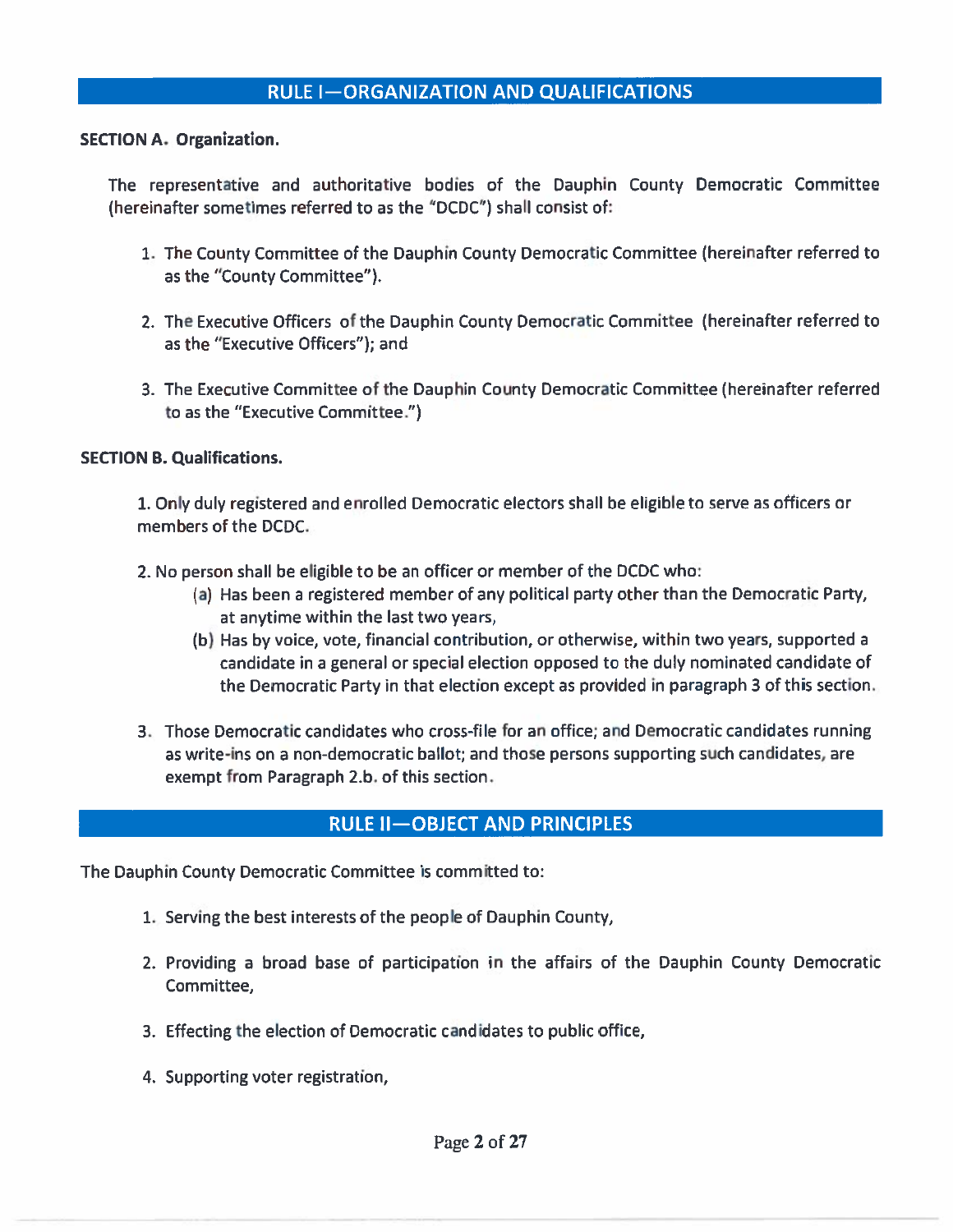## RULE I—ORGANIZATION AND QUALIFICATIONS

**SECTION A. Organization.**

The representative and authoritative bodies of the Dauphin County Democratic Committee (hereinafter sometimes referred to as the "DCDC") shall consist of:

1. The County Committee of the Dauphin County Democratic Committee (hereinafter referred to as the "County Committee").

2. The Executive Officers of the Dauphin County Democratic Committee (hereinafter referred to as the "Executive Officers"); and

3. The Executive Committee of the Dauphin County Democratic Committee (hereinafter referred to as the "Executive Committee.")

**SECTION B. Qualifications.**

1. Only duly registered and enrolled Democratic electors shall be eligible to serve as officers or members of the DCDC.

2. No person shall be eligible to be an officer or member of the DCDC who:
   - (a) Has been a registered member of any political party other than the Democratic Party, at anytime within the last two years,
   - (b) Has by voice, vote, financial contribution, or otherwise, within two years, supported a candidate in a general or special election opposed to the duly nominated candidate of the Democratic Party in that election except as provided in paragraph 3 of this section.

3. Those Democratic candidates who cross-file for an office; and Democratic candidates running as write-ins on a non-democratic ballot; and those persons supporting such candidates, are exempt from Paragraph 2.b. of this section.

## RULE II—OBJECT AND PRINCIPLES

The Dauphin County Democratic Committee is committed to:

1. Serving the best interests of the people of Dauphin County,

2. Providing a broad base of participation in the affairs of the Dauphin County Democratic Committee,

3. Effecting the election of Democratic candidates to public office,

4. Supporting voter registration,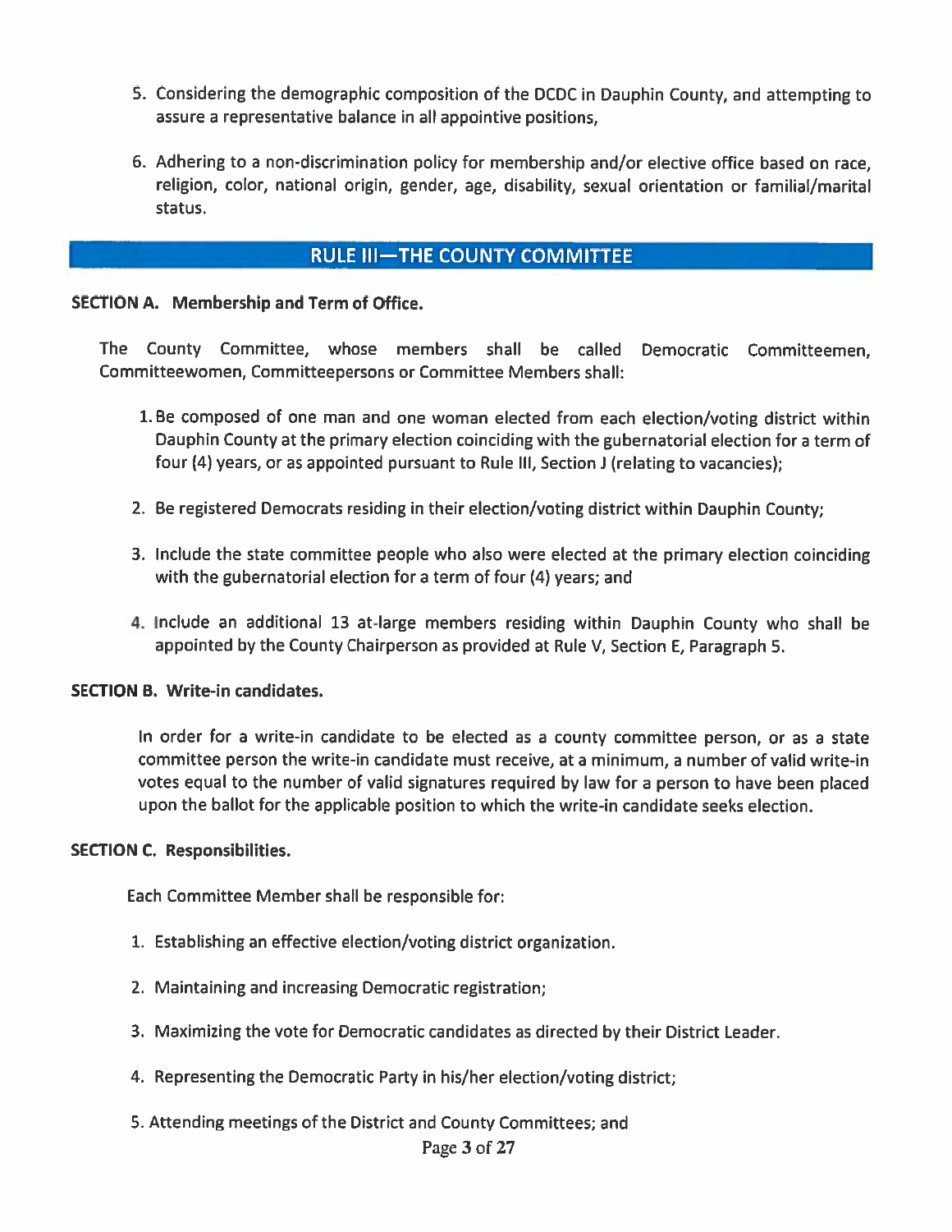5. Considering the demographic composition of the DCDC in Dauphin County, and attempting to assure a representative balance in all appointive positions,
6. Adhering to a non-discrimination policy for membership and/or elective office based on race, religion, color, national origin, gender, age, disability, sexual orientation or familial/marital status.

## RULE III—THE COUNTY COMMITTEE

**SECTION A. Membership and Term of Office.**

The County Committee, whose members shall be called Democratic Committeemen, Committeewomen, Committeepersons or Committee Members shall:

1. Be composed of one man and one woman elected from each election/voting district within Dauphin County at the primary election coinciding with the gubernatorial election for a term of four (4) years, or as appointed pursuant to Rule III, Section J (relating to vacancies);
2. Be registered Democrats residing in their election/voting district within Dauphin County;
3. Include the state committee people who also were elected at the primary election coinciding with the gubernatorial election for a term of four (4) years; and
4. Include an additional 13 at-large members residing within Dauphin County who shall be appointed by the County Chairperson as provided at Rule V, Section E, Paragraph 5.

**SECTION B. Write-in candidates.**

In order for a write-in candidate to be elected as a county committee person, or as a state committee person the write-in candidate must receive, at a minimum, a number of valid write-in votes equal to the number of valid signatures required by law for a person to have been placed upon the ballot for the applicable position to which the write-in candidate seeks election.

**SECTION C. Responsibilities.**

Each Committee Member shall be responsible for:

1. Establishing an effective election/voting district organization.
2. Maintaining and increasing Democratic registration;
3. Maximizing the vote for Democratic candidates as directed by their District Leader.
4. Representing the Democratic Party in his/her election/voting district;
5. Attending meetings of the District and County Committees; and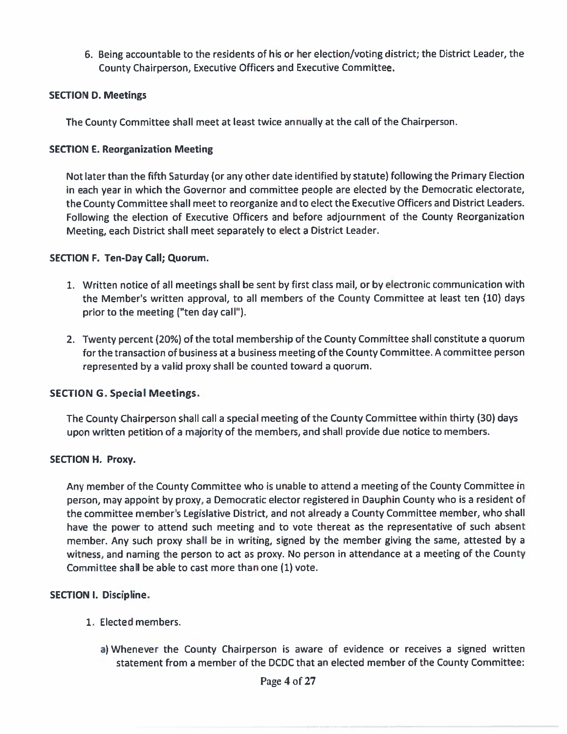6. Being accountable to the residents of his or her election/voting district; the District Leader, the County Chairperson, Executive Officers and Executive Committee.

**SECTION D. Meetings**

The County Committee shall meet at least twice annually at the call of the Chairperson.

**SECTION E. Reorganization Meeting**

Not later than the fifth Saturday (or any other date identified by statute) following the Primary Election in each year in which the Governor and committee people are elected by the Democratic electorate, the County Committee shall meet to reorganize and to elect the Executive Officers and District Leaders. Following the election of Executive Officers and before adjournment of the County Reorganization Meeting, each District shall meet separately to elect a District Leader.

**SECTION F. Ten-Day Call; Quorum.**

1. Written notice of all meetings shall be sent by first class mail, or by electronic communication with the Member's written approval, to all members of the County Committee at least ten (10) days prior to the meeting ("ten day call").

2. Twenty percent (20%) of the total membership of the County Committee shall constitute a quorum for the transaction of business at a business meeting of the County Committee. A committee person represented by a valid proxy shall be counted toward a quorum.

**SECTION G. Special Meetings.**

The County Chairperson shall call a special meeting of the County Committee within thirty (30) days upon written petition of a majority of the members, and shall provide due notice to members.

**SECTION H. Proxy.**

Any member of the County Committee who is unable to attend a meeting of the County Committee in person, may appoint by proxy, a Democratic elector registered in Dauphin County who is a resident of the committee member's Legislative District, and not already a County Committee member, who shall have the power to attend such meeting and to vote thereat as the representative of such absent member. Any such proxy shall be in writing, signed by the member giving the same, attested by a witness, and naming the person to act as proxy. No person in attendance at a meeting of the County Committee shall be able to cast more than one (1) vote.

**SECTION I. Discipline.**

1. Elected members.

   a) Whenever the County Chairperson is aware of evidence or receives a signed written statement from a member of the DCDC that an elected member of the County Committee: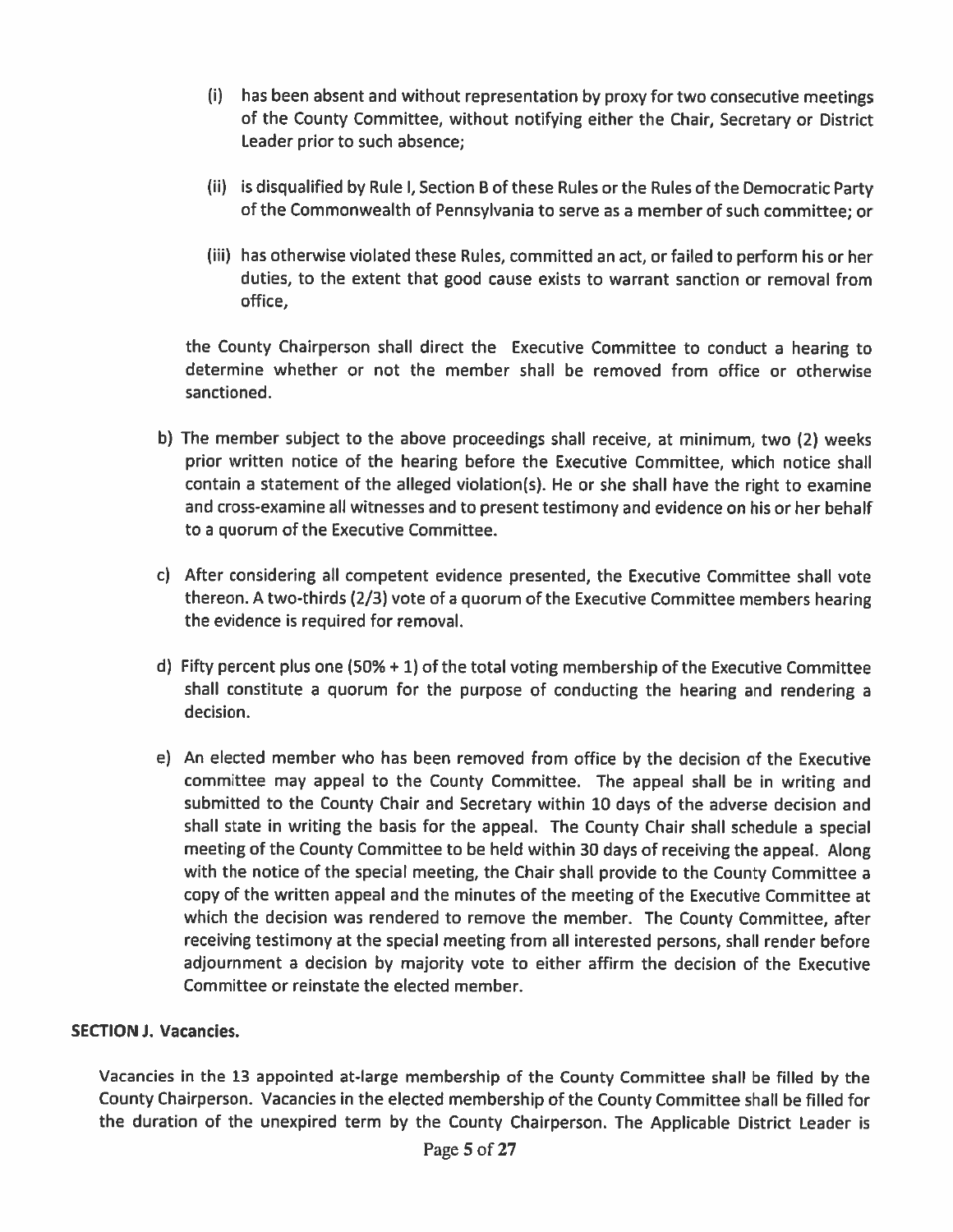(i) has been absent and without representation by proxy for two consecutive meetings of the County Committee, without notifying either the Chair, Secretary or District Leader prior to such absence;

(ii) is disqualified by Rule I, Section B of these Rules or the Rules of the Democratic Party of the Commonwealth of Pennsylvania to serve as a member of such committee; or

(iii) has otherwise violated these Rules, committed an act, or failed to perform his or her duties, to the extent that good cause exists to warrant sanction or removal from office,

the County Chairperson shall direct the Executive Committee to conduct a hearing to determine whether or not the member shall be removed from office or otherwise sanctioned.

b) The member subject to the above proceedings shall receive, at minimum, two (2) weeks prior written notice of the hearing before the Executive Committee, which notice shall contain a statement of the alleged violation(s). He or she shall have the right to examine and cross-examine all witnesses and to present testimony and evidence on his or her behalf to a quorum of the Executive Committee.

c) After considering all competent evidence presented, the Executive Committee shall vote thereon. A two-thirds (2/3) vote of a quorum of the Executive Committee members hearing the evidence is required for removal.

d) Fifty percent plus one (50% + 1) of the total voting membership of the Executive Committee shall constitute a quorum for the purpose of conducting the hearing and rendering a decision.

e) An elected member who has been removed from office by the decision of the Executive committee may appeal to the County Committee. The appeal shall be in writing and submitted to the County Chair and Secretary within 10 days of the adverse decision and shall state in writing the basis for the appeal. The County Chair shall schedule a special meeting of the County Committee to be held within 30 days of receiving the appeal. Along with the notice of the special meeting, the Chair shall provide to the County Committee a copy of the written appeal and the minutes of the meeting of the Executive Committee at which the decision was rendered to remove the member. The County Committee, after receiving testimony at the special meeting from all interested persons, shall render before adjournment a decision by majority vote to either affirm the decision of the Executive Committee or reinstate the elected member.

**SECTION J. Vacancies.**

Vacancies in the 13 appointed at-large membership of the County Committee shall be filled by the County Chairperson. Vacancies in the elected membership of the County Committee shall be filled for the duration of the unexpired term by the County Chairperson. The Applicable District Leader is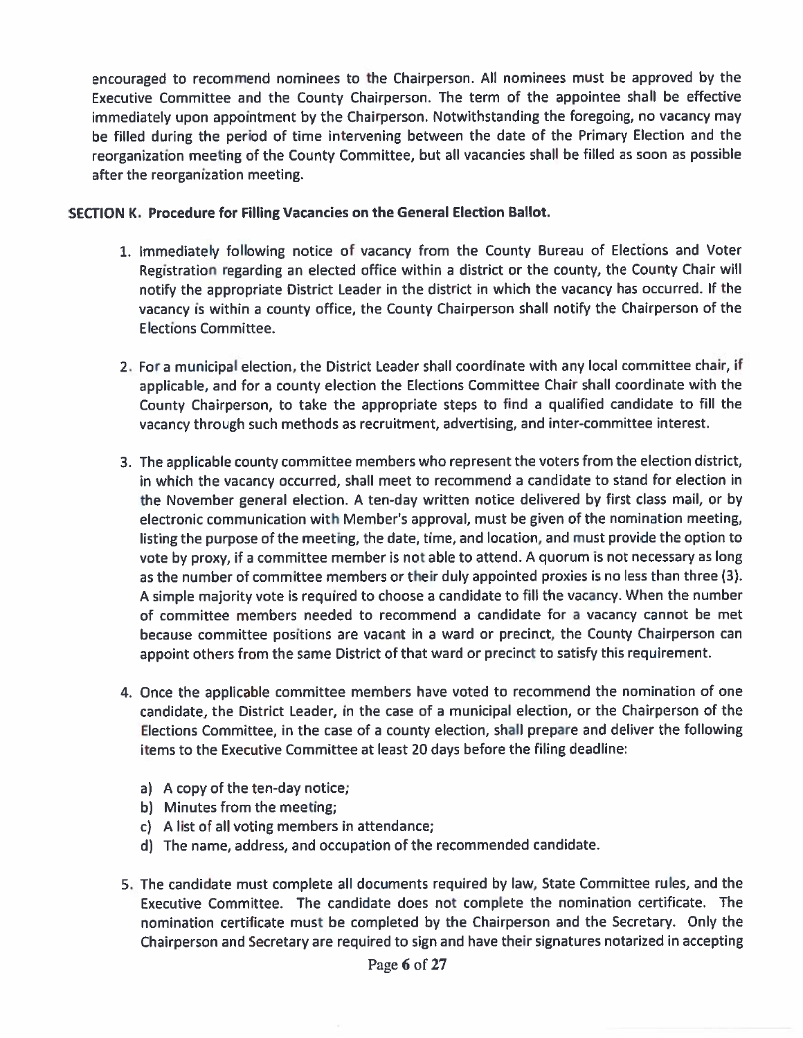encouraged to recommend nominees to the Chairperson. All nominees must be approved by the Executive Committee and the County Chairperson. The term of the appointee shall be effective immediately upon appointment by the Chairperson. Notwithstanding the foregoing, no vacancy may be filled during the period of time intervening between the date of the Primary Election and the reorganization meeting of the County Committee, but all vacancies shall be filled as soon as possible after the reorganization meeting.

**SECTION K. Procedure for Filling Vacancies on the General Election Ballot.**

1. Immediately following notice of vacancy from the County Bureau of Elections and Voter Registration regarding an elected office within a district or the county, the County Chair will notify the appropriate District Leader in the district in which the vacancy has occurred. If the vacancy is within a county office, the County Chairperson shall notify the Chairperson of the Elections Committee.

2. For a municipal election, the District Leader shall coordinate with any local committee chair, if applicable, and for a county election the Elections Committee Chair shall coordinate with the County Chairperson, to take the appropriate steps to find a qualified candidate to fill the vacancy through such methods as recruitment, advertising, and inter-committee interest.

3. The applicable county committee members who represent the voters from the election district, in which the vacancy occurred, shall meet to recommend a candidate to stand for election in the November general election. A ten-day written notice delivered by first class mail, or by electronic communication with Member's approval, must be given of the nomination meeting, listing the purpose of the meeting, the date, time, and location, and must provide the option to vote by proxy, if a committee member is not able to attend. A quorum is not necessary as long as the number of committee members or their duly appointed proxies is no less than three (3). A simple majority vote is required to choose a candidate to fill the vacancy. When the number of committee members needed to recommend a candidate for a vacancy cannot be met because committee positions are vacant in a ward or precinct, the County Chairperson can appoint others from the same District of that ward or precinct to satisfy this requirement.

4. Once the applicable committee members have voted to recommend the nomination of one candidate, the District Leader, in the case of a municipal election, or the Chairperson of the Elections Committee, in the case of a county election, shall prepare and deliver the following items to the Executive Committee at least 20 days before the filing deadline:

   a) A copy of the ten-day notice;
   b) Minutes from the meeting;
   c) A list of all voting members in attendance;
   d) The name, address, and occupation of the recommended candidate.

5. The candidate must complete all documents required by law, State Committee rules, and the Executive Committee. The candidate does not complete the nomination certificate. The nomination certificate must be completed by the Chairperson and the Secretary. Only the Chairperson and Secretary are required to sign and have their signatures notarized in accepting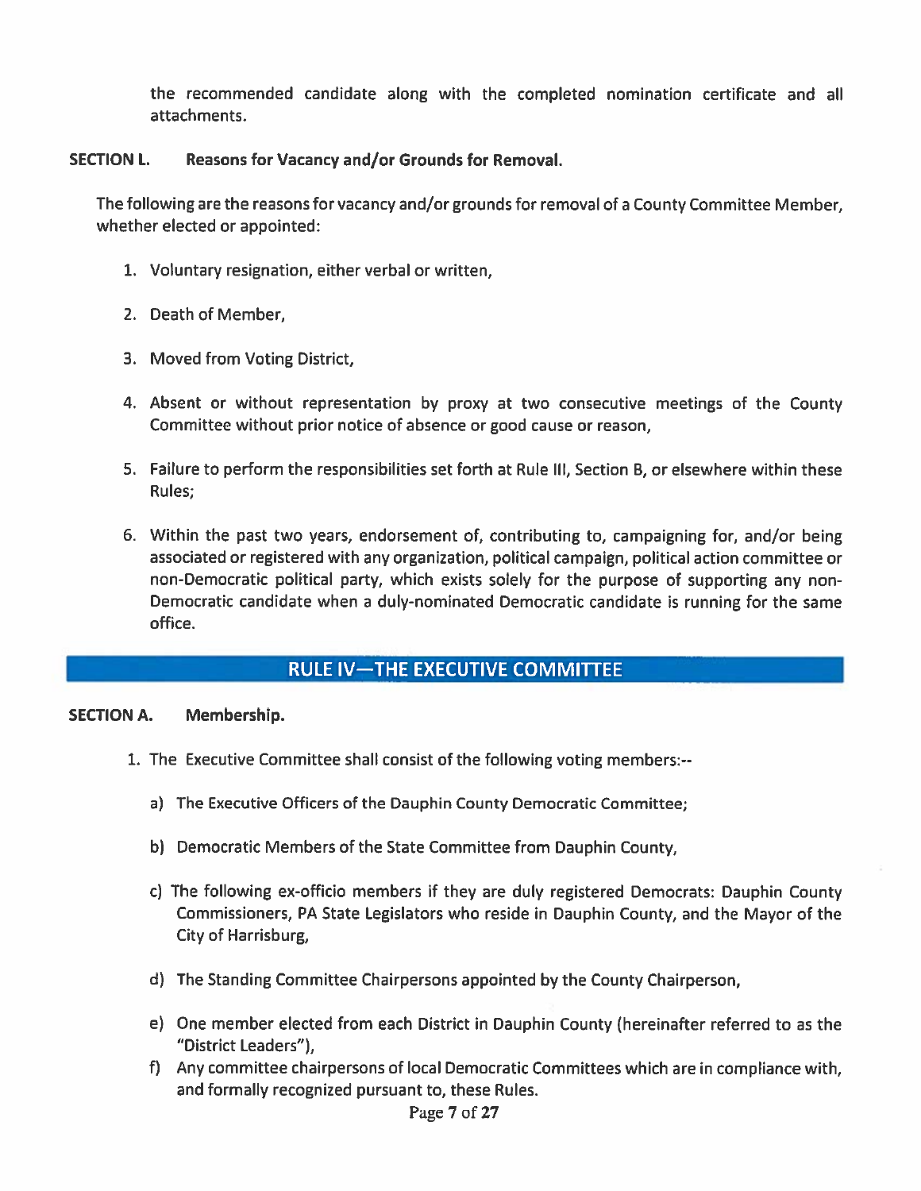the recommended candidate along with the completed nomination certificate and all attachments.

**SECTION L. Reasons for Vacancy and/or Grounds for Removal.**

The following are the reasons for vacancy and/or grounds for removal of a County Committee Member, whether elected or appointed:

1. Voluntary resignation, either verbal or written,
2. Death of Member,
3. Moved from Voting District,
4. Absent or without representation by proxy at two consecutive meetings of the County Committee without prior notice of absence or good cause or reason,
5. Failure to perform the responsibilities set forth at Rule III, Section B, or elsewhere within these Rules;
6. Within the past two years, endorsement of, contributing to, campaigning for, and/or being associated or registered with any organization, political campaign, political action committee or non-Democratic political party, which exists solely for the purpose of supporting any non-Democratic candidate when a duly-nominated Democratic candidate is running for the same office.

## RULE IV—THE EXECUTIVE COMMITTEE

**SECTION A. Membership.**

1. The Executive Committee shall consist of the following voting members:--
   a) The Executive Officers of the Dauphin County Democratic Committee;
   b) Democratic Members of the State Committee from Dauphin County,
   c) The following ex-officio members if they are duly registered Democrats: Dauphin County Commissioners, PA State Legislators who reside in Dauphin County, and the Mayor of the City of Harrisburg,
   d) The Standing Committee Chairpersons appointed by the County Chairperson,
   e) One member elected from each District in Dauphin County (hereinafter referred to as the "District Leaders"),
   f) Any committee chairpersons of local Democratic Committees which are in compliance with, and formally recognized pursuant to, these Rules.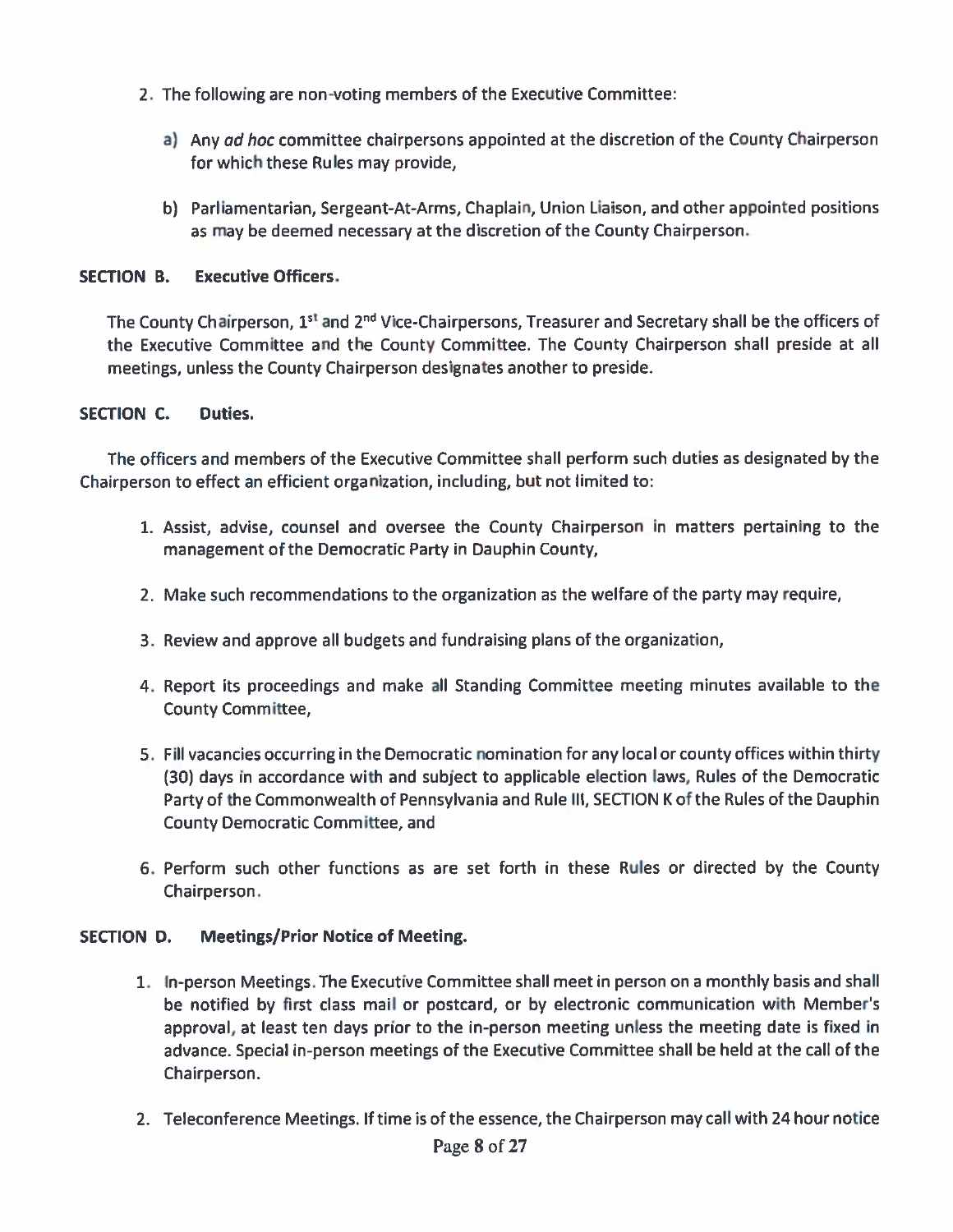2. The following are non-voting members of the Executive Committee:

   a) Any *ad hoc* committee chairpersons appointed at the discretion of the County Chairperson for which these Rules may provide,

   b) Parliamentarian, Sergeant-At-Arms, Chaplain, Union Liaison, and other appointed positions as may be deemed necessary at the discretion of the County Chairperson.

**SECTION B. Executive Officers.**

The County Chairperson, 1st and 2nd Vice-Chairpersons, Treasurer and Secretary shall be the officers of the Executive Committee and the County Committee. The County Chairperson shall preside at all meetings, unless the County Chairperson designates another to preside.

**SECTION C. Duties.**

The officers and members of the Executive Committee shall perform such duties as designated by the Chairperson to effect an efficient organization, including, but not limited to:

1. Assist, advise, counsel and oversee the County Chairperson in matters pertaining to the management of the Democratic Party in Dauphin County,

2. Make such recommendations to the organization as the welfare of the party may require,

3. Review and approve all budgets and fundraising plans of the organization,

4. Report its proceedings and make all Standing Committee meeting minutes available to the County Committee,

5. Fill vacancies occurring in the Democratic nomination for any local or county offices within thirty (30) days in accordance with and subject to applicable election laws, Rules of the Democratic Party of the Commonwealth of Pennsylvania and Rule III, SECTION K of the Rules of the Dauphin County Democratic Committee, and

6. Perform such other functions as are set forth in these Rules or directed by the County Chairperson.

**SECTION D. Meetings/Prior Notice of Meeting.**

1. In-person Meetings. The Executive Committee shall meet in person on a monthly basis and shall be notified by first class mail or postcard, or by electronic communication with Member's approval, at least ten days prior to the in-person meeting unless the meeting date is fixed in advance. Special in-person meetings of the Executive Committee shall be held at the call of the Chairperson.

2. Teleconference Meetings. If time is of the essence, the Chairperson may call with 24 hour notice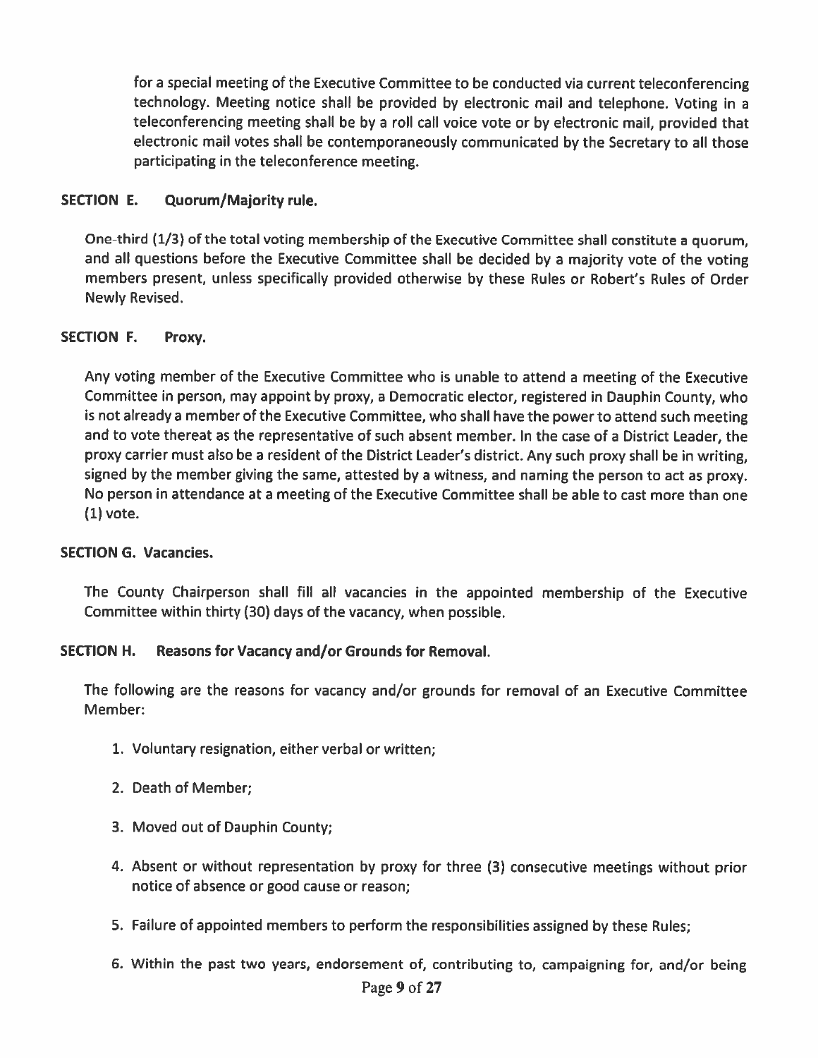for a special meeting of the Executive Committee to be conducted via current teleconferencing technology. Meeting notice shall be provided by electronic mail and telephone. Voting in a teleconferencing meeting shall be by a roll call voice vote or by electronic mail, provided that electronic mail votes shall be contemporaneously communicated by the Secretary to all those participating in the teleconference meeting.

**SECTION E. Quorum/Majority rule.**

One-third (1/3) of the total voting membership of the Executive Committee shall constitute a quorum, and all questions before the Executive Committee shall be decided by a majority vote of the voting members present, unless specifically provided otherwise by these Rules or Robert's Rules of Order Newly Revised.

**SECTION F. Proxy.**

Any voting member of the Executive Committee who is unable to attend a meeting of the Executive Committee in person, may appoint by proxy, a Democratic elector, registered in Dauphin County, who is not already a member of the Executive Committee, who shall have the power to attend such meeting and to vote thereat as the representative of such absent member. In the case of a District Leader, the proxy carrier must also be a resident of the District Leader's district. Any such proxy shall be in writing, signed by the member giving the same, attested by a witness, and naming the person to act as proxy. No person in attendance at a meeting of the Executive Committee shall be able to cast more than one (1) vote.

**SECTION G. Vacancies.**

The County Chairperson shall fill all vacancies in the appointed membership of the Executive Committee within thirty (30) days of the vacancy, when possible.

**SECTION H. Reasons for Vacancy and/or Grounds for Removal.**

The following are the reasons for vacancy and/or grounds for removal of an Executive Committee Member:

1. Voluntary resignation, either verbal or written;
2. Death of Member;
3. Moved out of Dauphin County;
4. Absent or without representation by proxy for three (3) consecutive meetings without prior notice of absence or good cause or reason;
5. Failure of appointed members to perform the responsibilities assigned by these Rules;
6. Within the past two years, endorsement of, contributing to, campaigning for, and/or being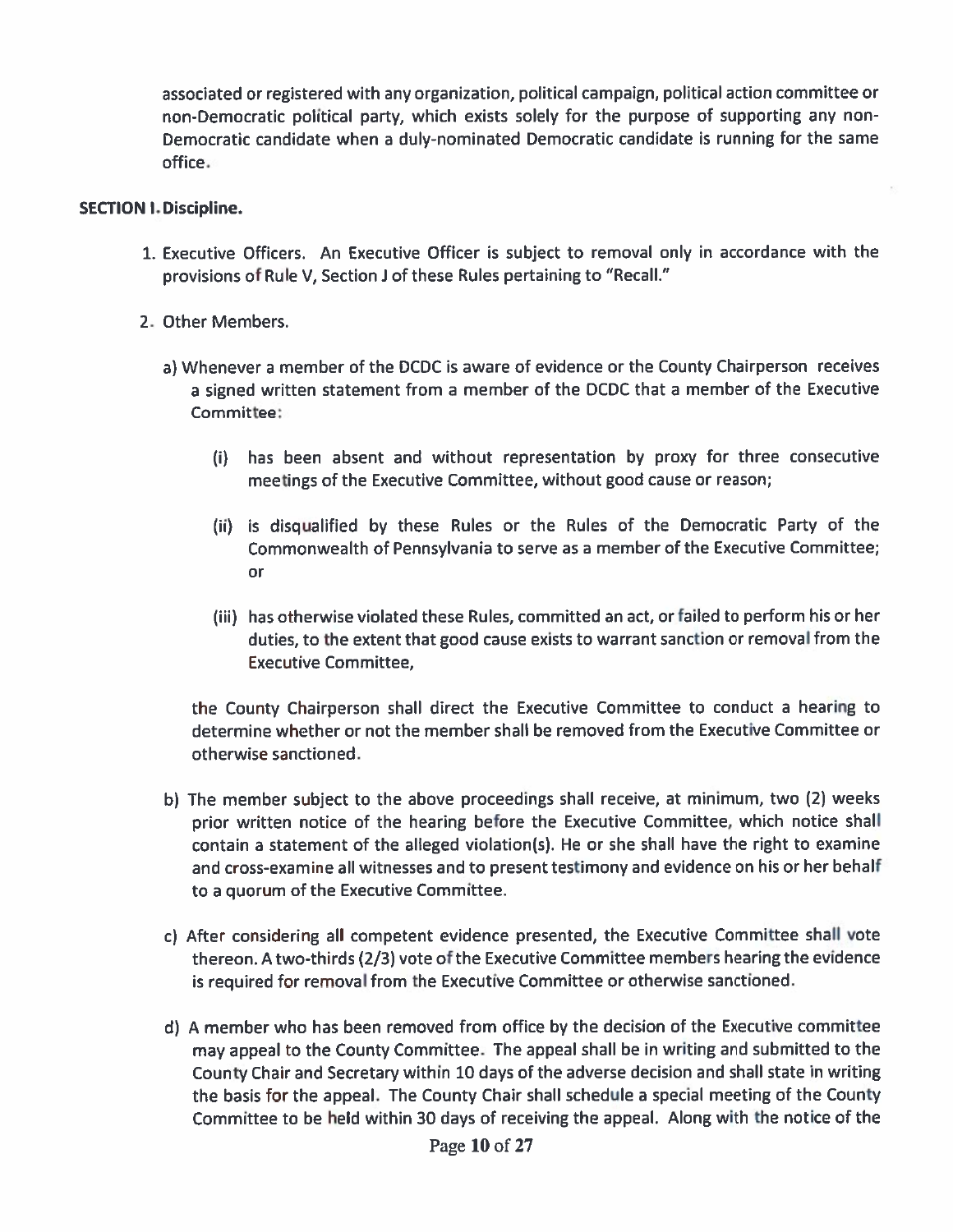associated or registered with any organization, political campaign, political action committee or non-Democratic political party, which exists solely for the purpose of supporting any non-Democratic candidate when a duly-nominated Democratic candidate is running for the same office.

**SECTION I. Discipline.**

1. Executive Officers. An Executive Officer is subject to removal only in accordance with the provisions of Rule V, Section J of these Rules pertaining to "Recall."

2. Other Members.

   a) Whenever a member of the DCDC is aware of evidence or the County Chairperson receives a signed written statement from a member of the DCDC that a member of the Executive Committee:

      (i) has been absent and without representation by proxy for three consecutive meetings of the Executive Committee, without good cause or reason;

      (ii) is disqualified by these Rules or the Rules of the Democratic Party of the Commonwealth of Pennsylvania to serve as a member of the Executive Committee; or

      (iii) has otherwise violated these Rules, committed an act, or failed to perform his or her duties, to the extent that good cause exists to warrant sanction or removal from the Executive Committee,

   the County Chairperson shall direct the Executive Committee to conduct a hearing to determine whether or not the member shall be removed from the Executive Committee or otherwise sanctioned.

   b) The member subject to the above proceedings shall receive, at minimum, two (2) weeks prior written notice of the hearing before the Executive Committee, which notice shall contain a statement of the alleged violation(s). He or she shall have the right to examine and cross-examine all witnesses and to present testimony and evidence on his or her behalf to a quorum of the Executive Committee.

   c) After considering all competent evidence presented, the Executive Committee shall vote thereon. A two-thirds (2/3) vote of the Executive Committee members hearing the evidence is required for removal from the Executive Committee or otherwise sanctioned.

   d) A member who has been removed from office by the decision of the Executive committee may appeal to the County Committee. The appeal shall be in writing and submitted to the County Chair and Secretary within 10 days of the adverse decision and shall state in writing the basis for the appeal. The County Chair shall schedule a special meeting of the County Committee to be held within 30 days of receiving the appeal. Along with the notice of the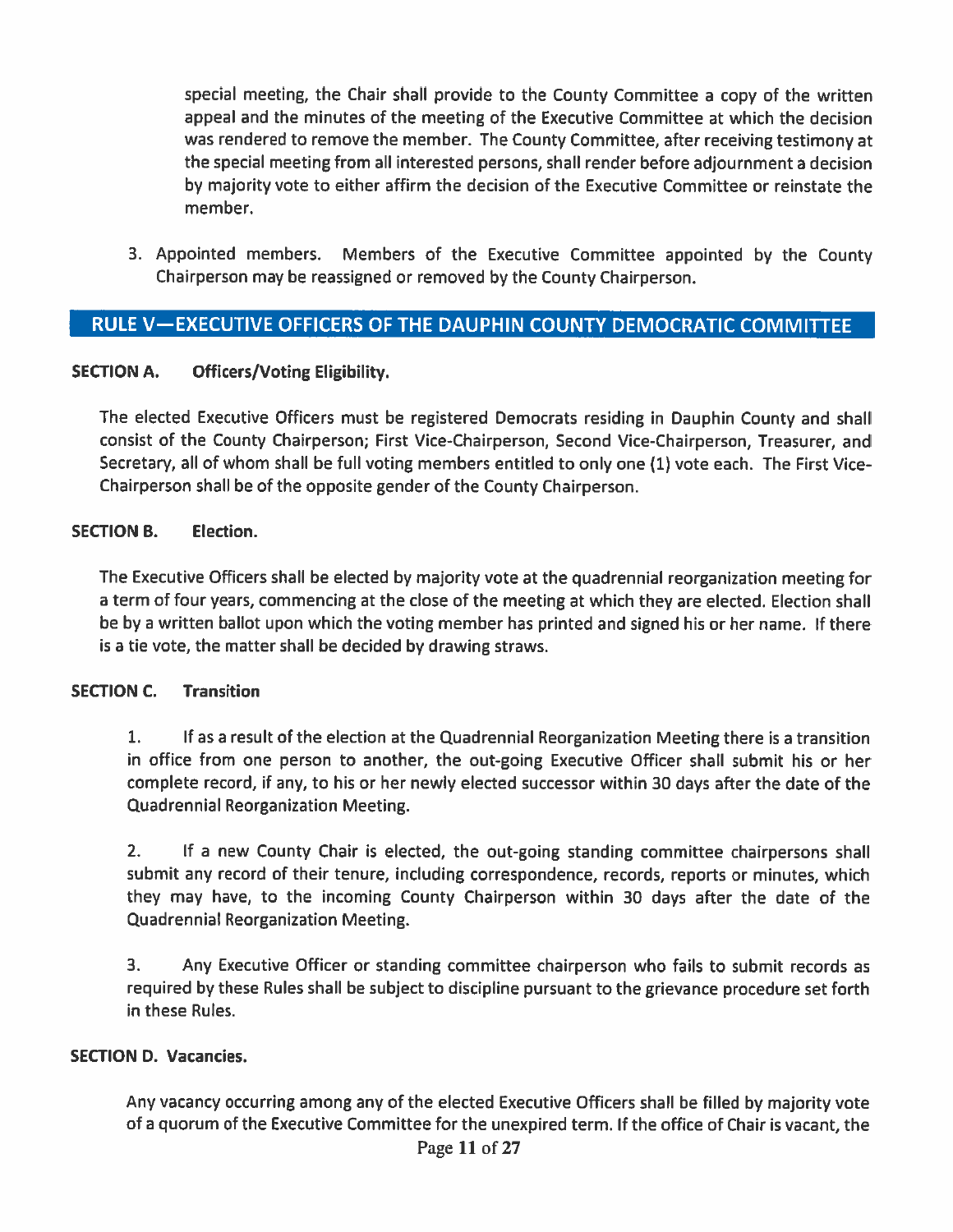special meeting, the Chair shall provide to the County Committee a copy of the written appeal and the minutes of the meeting of the Executive Committee at which the decision was rendered to remove the member. The County Committee, after receiving testimony at the special meeting from all interested persons, shall render before adjournment a decision by majority vote to either affirm the decision of the Executive Committee or reinstate the member.

3. Appointed members. Members of the Executive Committee appointed by the County Chairperson may be reassigned or removed by the County Chairperson.

## RULE V—EXECUTIVE OFFICERS OF THE DAUPHIN COUNTY DEMOCRATIC COMMITTEE

### SECTION A. Officers/Voting Eligibility.

The elected Executive Officers must be registered Democrats residing in Dauphin County and shall consist of the County Chairperson; First Vice-Chairperson, Second Vice-Chairperson, Treasurer, and Secretary, all of whom shall be full voting members entitled to only one (1) vote each. The First Vice-Chairperson shall be of the opposite gender of the County Chairperson.

### SECTION B. Election.

The Executive Officers shall be elected by majority vote at the quadrennial reorganization meeting for a term of four years, commencing at the close of the meeting at which they are elected. Election shall be by a written ballot upon which the voting member has printed and signed his or her name. If there is a tie vote, the matter shall be decided by drawing straws.

### SECTION C. Transition

1. If as a result of the election at the Quadrennial Reorganization Meeting there is a transition in office from one person to another, the out-going Executive Officer shall submit his or her complete record, if any, to his or her newly elected successor within 30 days after the date of the Quadrennial Reorganization Meeting.

2. If a new County Chair is elected, the out-going standing committee chairpersons shall submit any record of their tenure, including correspondence, records, reports or minutes, which they may have, to the incoming County Chairperson within 30 days after the date of the Quadrennial Reorganization Meeting.

3. Any Executive Officer or standing committee chairperson who fails to submit records as required by these Rules shall be subject to discipline pursuant to the grievance procedure set forth in these Rules.

### SECTION D. Vacancies.

Any vacancy occurring among any of the elected Executive Officers shall be filled by majority vote of a quorum of the Executive Committee for the unexpired term. If the office of Chair is vacant, the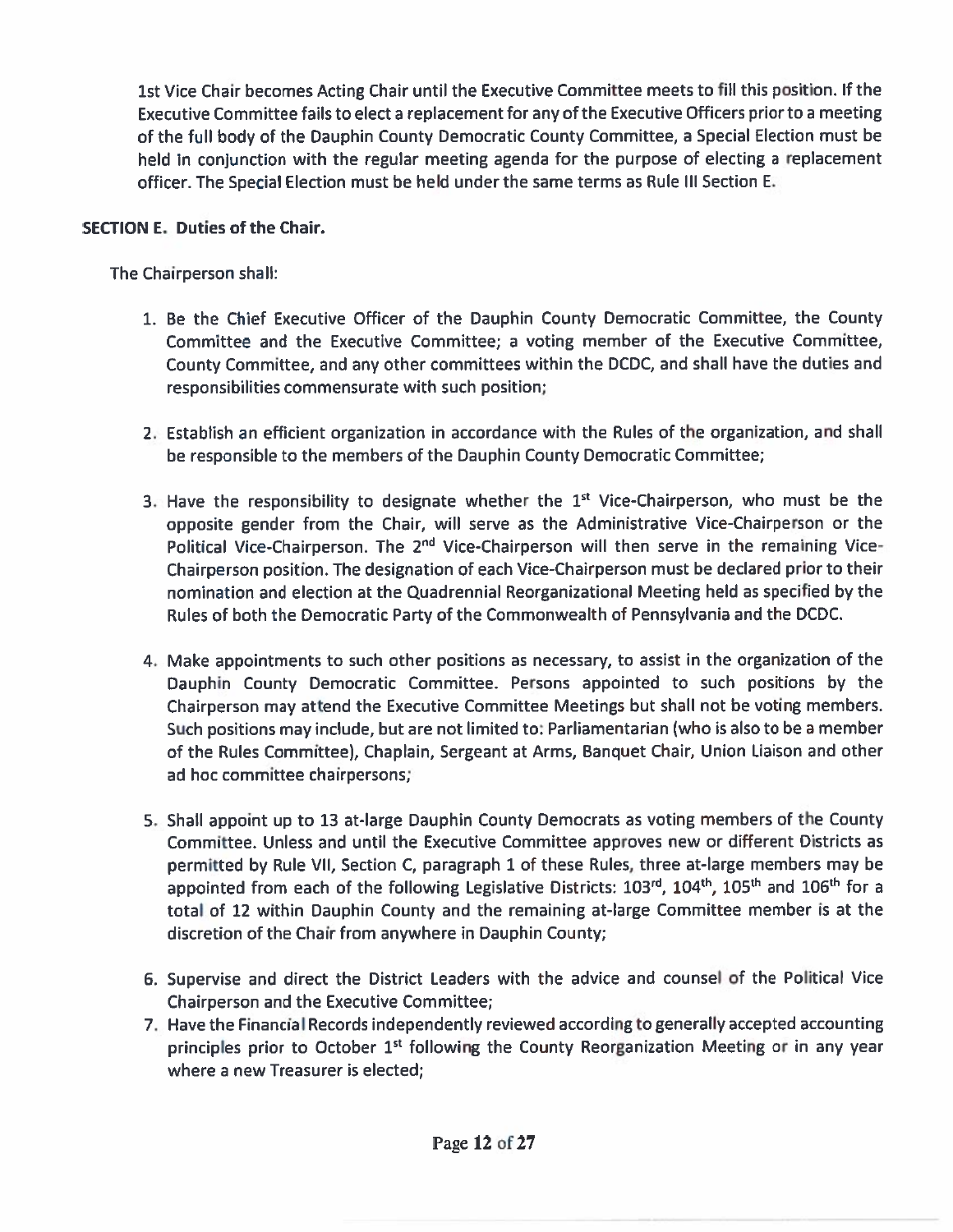1st Vice Chair becomes Acting Chair until the Executive Committee meets to fill this position. If the Executive Committee fails to elect a replacement for any of the Executive Officers prior to a meeting of the full body of the Dauphin County Democratic County Committee, a Special Election must be held in conjunction with the regular meeting agenda for the purpose of electing a replacement officer. The Special Election must be held under the same terms as Rule III Section E.

**SECTION E. Duties of the Chair.**

The Chairperson shall:

1. Be the Chief Executive Officer of the Dauphin County Democratic Committee, the County Committee and the Executive Committee; a voting member of the Executive Committee, County Committee, and any other committees within the DCDC, and shall have the duties and responsibilities commensurate with such position;

2. Establish an efficient organization in accordance with the Rules of the organization, and shall be responsible to the members of the Dauphin County Democratic Committee;

3. Have the responsibility to designate whether the 1st Vice-Chairperson, who must be the opposite gender from the Chair, will serve as the Administrative Vice-Chairperson or the Political Vice-Chairperson. The 2nd Vice-Chairperson will then serve in the remaining Vice-Chairperson position. The designation of each Vice-Chairperson must be declared prior to their nomination and election at the Quadrennial Reorganizational Meeting held as specified by the Rules of both the Democratic Party of the Commonwealth of Pennsylvania and the DCDC.

4. Make appointments to such other positions as necessary, to assist in the organization of the Dauphin County Democratic Committee. Persons appointed to such positions by the Chairperson may attend the Executive Committee Meetings but shall not be voting members. Such positions may include, but are not limited to: Parliamentarian (who is also to be a member of the Rules Committee), Chaplain, Sergeant at Arms, Banquet Chair, Union Liaison and other ad hoc committee chairpersons;

5. Shall appoint up to 13 at-large Dauphin County Democrats as voting members of the County Committee. Unless and until the Executive Committee approves new or different Districts as permitted by Rule VII, Section C, paragraph 1 of these Rules, three at-large members may be appointed from each of the following Legislative Districts: 103rd, 104th, 105th and 106th for a total of 12 within Dauphin County and the remaining at-large Committee member is at the discretion of the Chair from anywhere in Dauphin County;

6. Supervise and direct the District Leaders with the advice and counsel of the Political Vice Chairperson and the Executive Committee;

7. Have the Financial Records independently reviewed according to generally accepted accounting principles prior to October 1st following the County Reorganization Meeting or in any year where a new Treasurer is elected;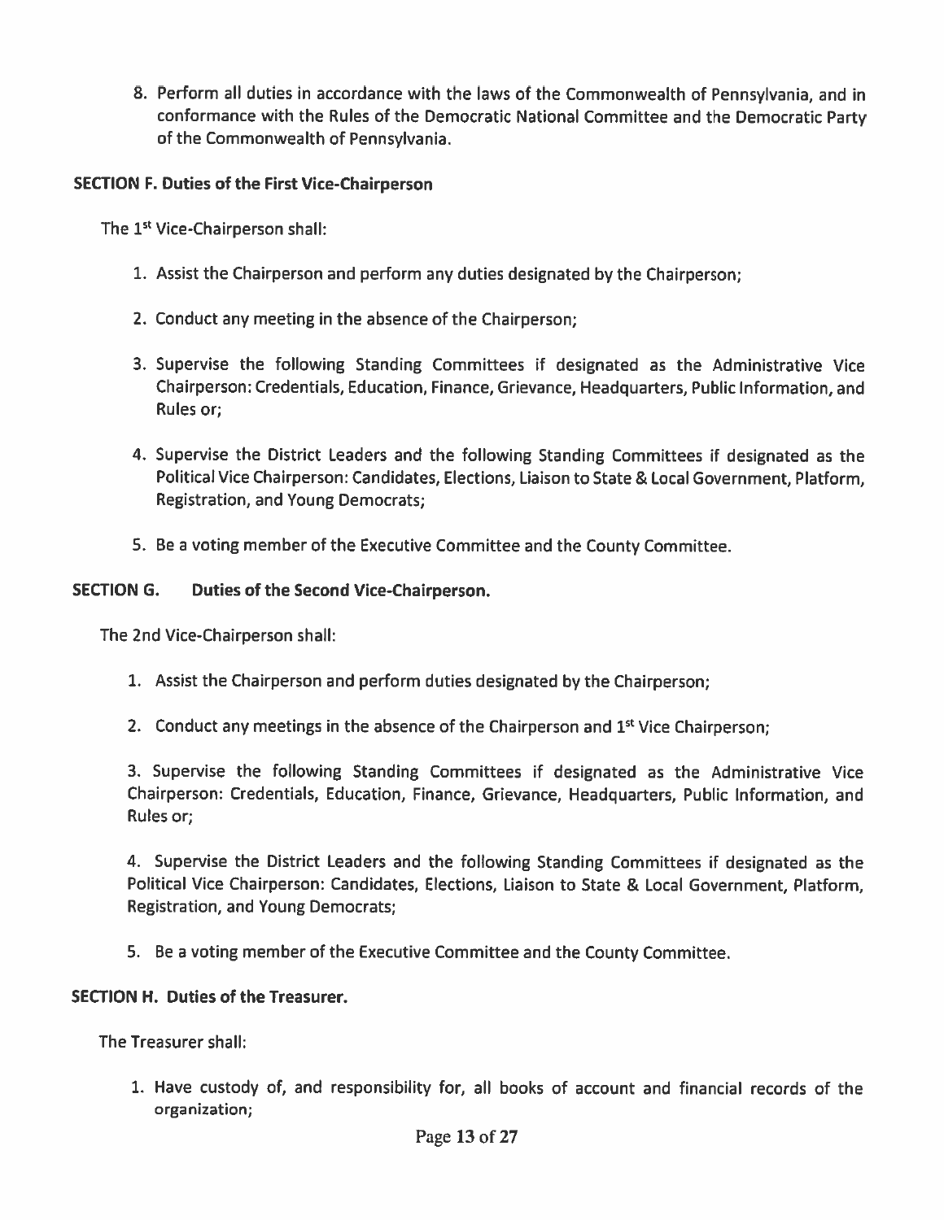8. Perform all duties in accordance with the laws of the Commonwealth of Pennsylvania, and in conformance with the Rules of the Democratic National Committee and the Democratic Party of the Commonwealth of Pennsylvania.

**SECTION F. Duties of the First Vice-Chairperson**

The 1st Vice-Chairperson shall:

1. Assist the Chairperson and perform any duties designated by the Chairperson;

2. Conduct any meeting in the absence of the Chairperson;

3. Supervise the following Standing Committees if designated as the Administrative Vice Chairperson: Credentials, Education, Finance, Grievance, Headquarters, Public Information, and Rules or;

4. Supervise the District Leaders and the following Standing Committees if designated as the Political Vice Chairperson: Candidates, Elections, Liaison to State & Local Government, Platform, Registration, and Young Democrats;

5. Be a voting member of the Executive Committee and the County Committee.

**SECTION G. Duties of the Second Vice-Chairperson.**

The 2nd Vice-Chairperson shall:

1. Assist the Chairperson and perform duties designated by the Chairperson;

2. Conduct any meetings in the absence of the Chairperson and 1st Vice Chairperson;

3. Supervise the following Standing Committees if designated as the Administrative Vice Chairperson: Credentials, Education, Finance, Grievance, Headquarters, Public Information, and Rules or;

4. Supervise the District Leaders and the following Standing Committees if designated as the Political Vice Chairperson: Candidates, Elections, Liaison to State & Local Government, Platform, Registration, and Young Democrats;

5. Be a voting member of the Executive Committee and the County Committee.

**SECTION H. Duties of the Treasurer.**

The Treasurer shall:

1. Have custody of, and responsibility for, all books of account and financial records of the organization;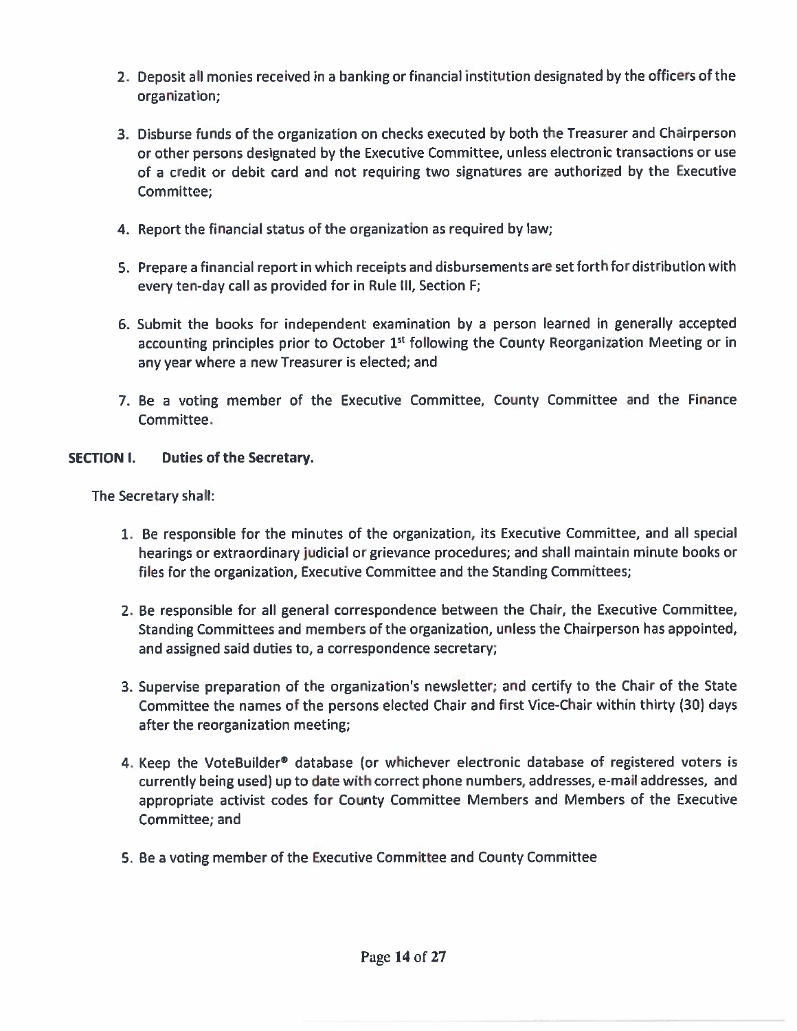2. Deposit all monies received in a banking or financial institution designated by the officers of the organization;

3. Disburse funds of the organization on checks executed by both the Treasurer and Chairperson or other persons designated by the Executive Committee, unless electronic transactions or use of a credit or debit card and not requiring two signatures are authorized by the Executive Committee;

4. Report the financial status of the organization as required by law;

5. Prepare a financial report in which receipts and disbursements are set forth for distribution with every ten-day call as provided for in Rule III, Section F;

6. Submit the books for independent examination by a person learned in generally accepted accounting principles prior to October 1st following the County Reorganization Meeting or in any year where a new Treasurer is elected; and

7. Be a voting member of the Executive Committee, County Committee and the Finance Committee.

**SECTION I. Duties of the Secretary.**

The Secretary shall:

1. Be responsible for the minutes of the organization, its Executive Committee, and all special hearings or extraordinary judicial or grievance procedures; and shall maintain minute books or files for the organization, Executive Committee and the Standing Committees;

2. Be responsible for all general correspondence between the Chair, the Executive Committee, Standing Committees and members of the organization, unless the Chairperson has appointed, and assigned said duties to, a correspondence secretary;

3. Supervise preparation of the organization's newsletter; and certify to the Chair of the State Committee the names of the persons elected Chair and first Vice-Chair within thirty (30) days after the reorganization meeting;

4. Keep the VoteBuilder® database (or whichever electronic database of registered voters is currently being used) up to date with correct phone numbers, addresses, e-mail addresses, and appropriate activist codes for County Committee Members and Members of the Executive Committee; and

5. Be a voting member of the Executive Committee and County Committee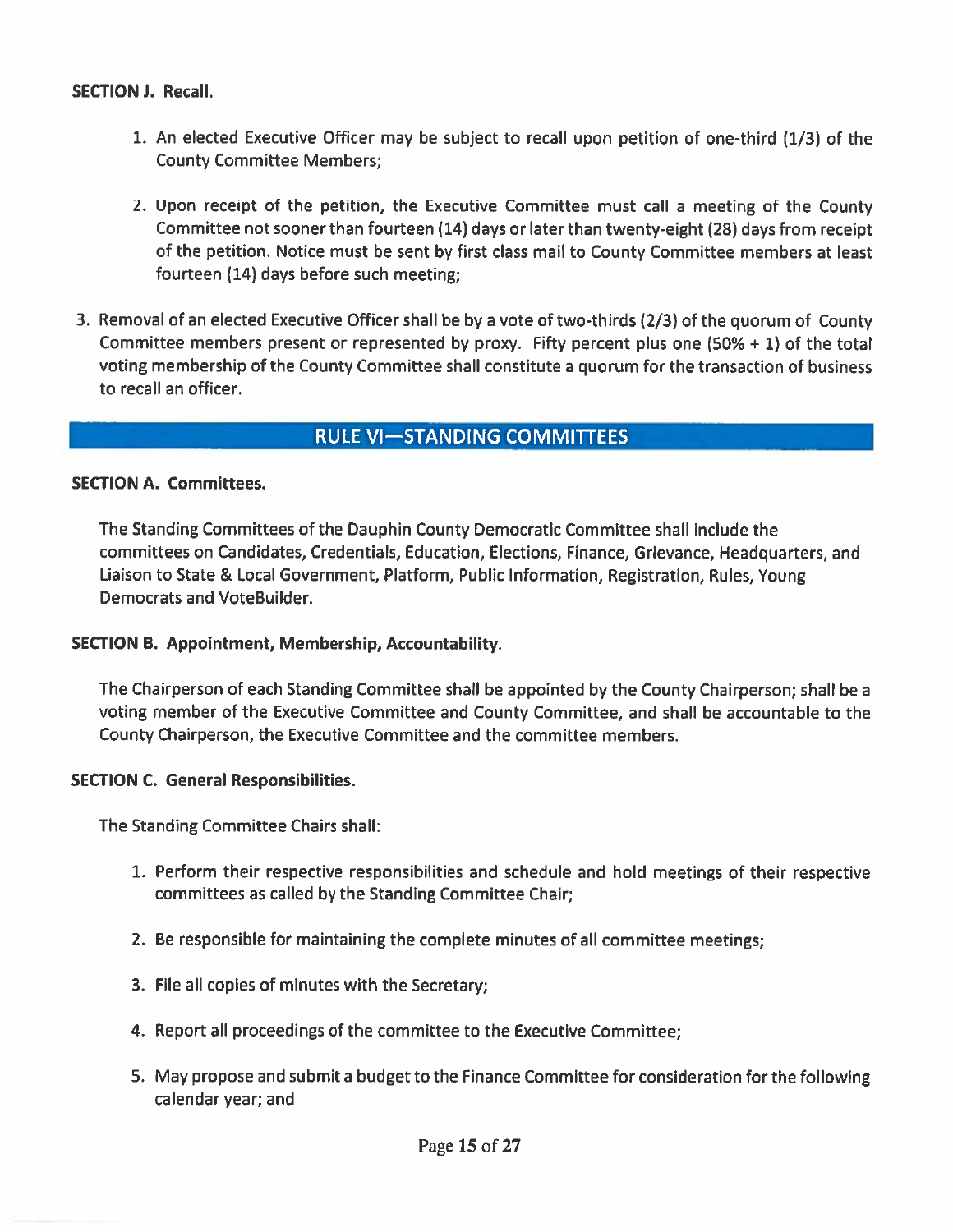**SECTION J. Recall.**

1. An elected Executive Officer may be subject to recall upon petition of one-third (1/3) of the County Committee Members;

2. Upon receipt of the petition, the Executive Committee must call a meeting of the County Committee not sooner than fourteen (14) days or later than twenty-eight (28) days from receipt of the petition. Notice must be sent by first class mail to County Committee members at least fourteen (14) days before such meeting;

3. Removal of an elected Executive Officer shall be by a vote of two-thirds (2/3) of the quorum of County Committee members present or represented by proxy. Fifty percent plus one (50% + 1) of the total voting membership of the County Committee shall constitute a quorum for the transaction of business to recall an officer.

## RULE VI—STANDING COMMITTEES

**SECTION A. Committees.**

The Standing Committees of the Dauphin County Democratic Committee shall include the committees on Candidates, Credentials, Education, Elections, Finance, Grievance, Headquarters, and Liaison to State & Local Government, Platform, Public Information, Registration, Rules, Young Democrats and VoteBuilder.

**SECTION B. Appointment, Membership, Accountability.**

The Chairperson of each Standing Committee shall be appointed by the County Chairperson; shall be a voting member of the Executive Committee and County Committee, and shall be accountable to the County Chairperson, the Executive Committee and the committee members.

**SECTION C. General Responsibilities.**

The Standing Committee Chairs shall:

1. Perform their respective responsibilities and schedule and hold meetings of their respective committees as called by the Standing Committee Chair;

2. Be responsible for maintaining the complete minutes of all committee meetings;

3. File all copies of minutes with the Secretary;

4. Report all proceedings of the committee to the Executive Committee;

5. May propose and submit a budget to the Finance Committee for consideration for the following calendar year; and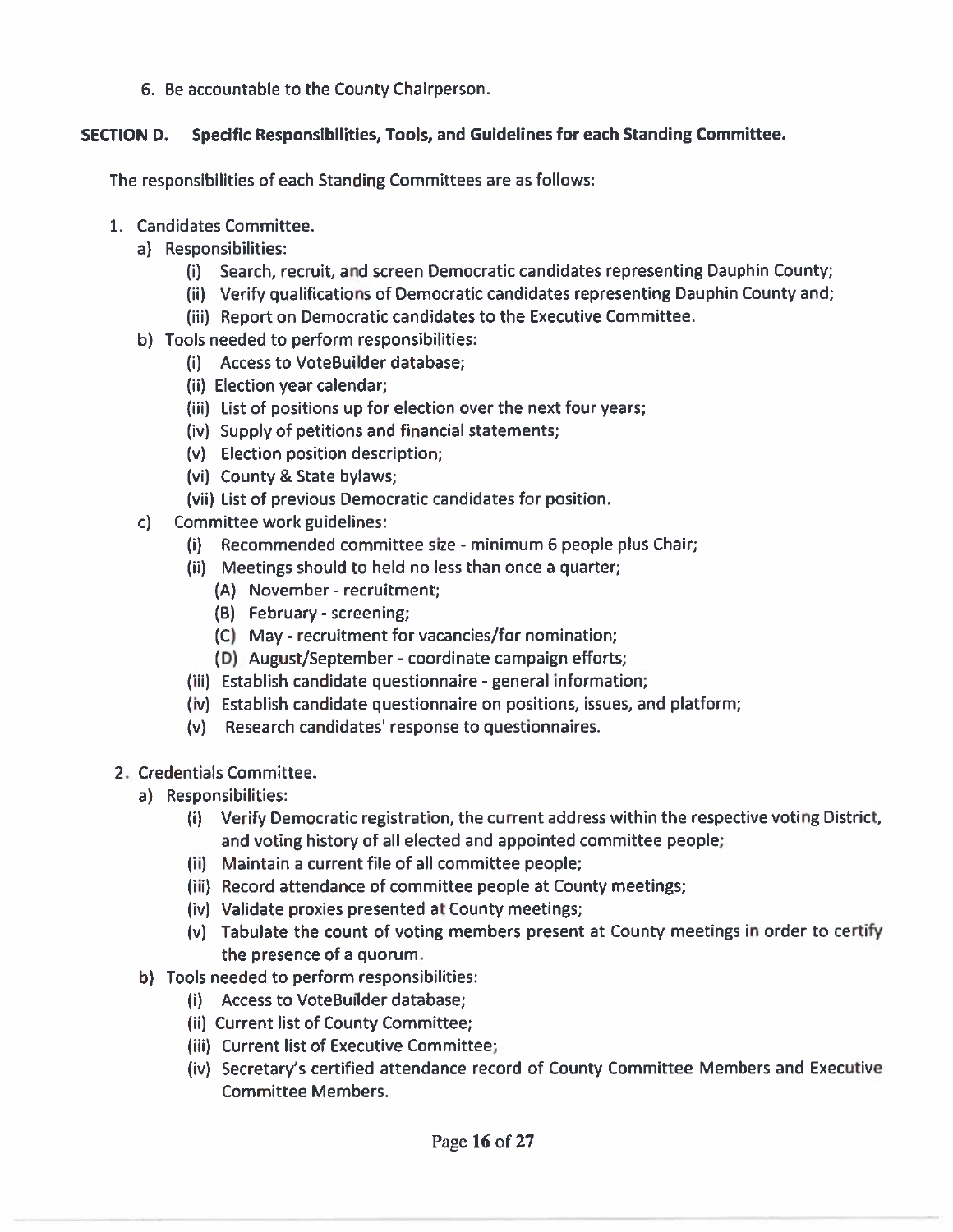6. Be accountable to the County Chairperson.

**SECTION D. Specific Responsibilities, Tools, and Guidelines for each Standing Committee.**

The responsibilities of each Standing Committees are as follows:

1. Candidates Committee.
   a) Responsibilities:
      (i) Search, recruit, and screen Democratic candidates representing Dauphin County;
      (ii) Verify qualifications of Democratic candidates representing Dauphin County and;
      (iii) Report on Democratic candidates to the Executive Committee.
   b) Tools needed to perform responsibilities:
      (i) Access to VoteBuilder database;
      (ii) Election year calendar;
      (iii) List of positions up for election over the next four years;
      (iv) Supply of petitions and financial statements;
      (v) Election position description;
      (vi) County & State bylaws;
      (vii) List of previous Democratic candidates for position.
   c) Committee work guidelines:
      (i) Recommended committee size - minimum 6 people plus Chair;
      (ii) Meetings should to held no less than once a quarter;
         (A) November - recruitment;
         (B) February - screening;
         (C) May - recruitment for vacancies/for nomination;
         (D) August/September - coordinate campaign efforts;
      (iii) Establish candidate questionnaire - general information;
      (iv) Establish candidate questionnaire on positions, issues, and platform;
      (v) Research candidates' response to questionnaires.

2. Credentials Committee.
   a) Responsibilities:
      (i) Verify Democratic registration, the current address within the respective voting District, and voting history of all elected and appointed committee people;
      (ii) Maintain a current file of all committee people;
      (iii) Record attendance of committee people at County meetings;
      (iv) Validate proxies presented at County meetings;
      (v) Tabulate the count of voting members present at County meetings in order to certify the presence of a quorum.
   b) Tools needed to perform responsibilities:
      (i) Access to VoteBuilder database;
      (ii) Current list of County Committee;
      (iii) Current list of Executive Committee;
      (iv) Secretary's certified attendance record of County Committee Members and Executive Committee Members.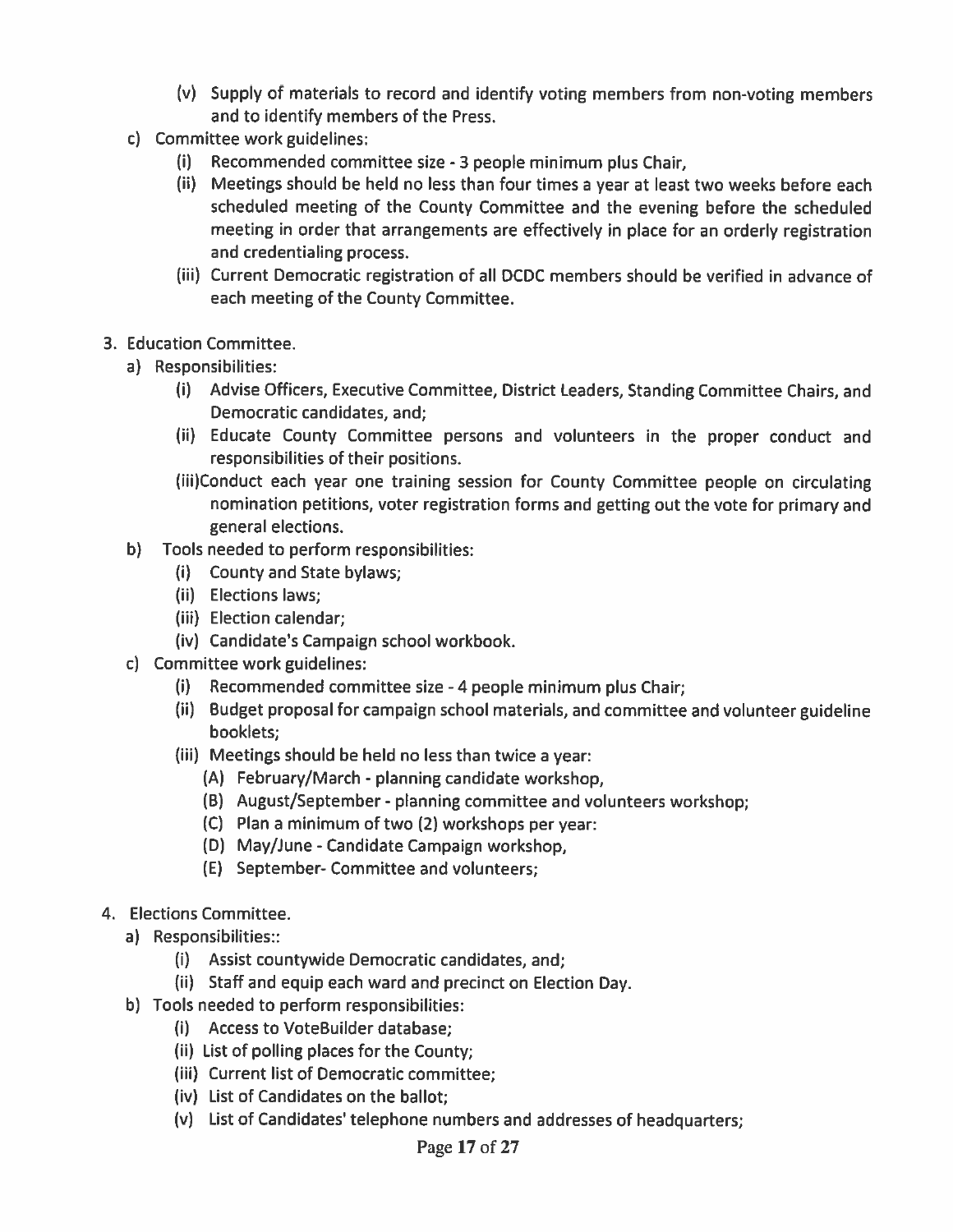(v) Supply of materials to record and identify voting members from non-voting members and to identify members of the Press.

c) Committee work guidelines:
   (i) Recommended committee size - 3 people minimum plus Chair,
   (ii) Meetings should be held no less than four times a year at least two weeks before each scheduled meeting of the County Committee and the evening before the scheduled meeting in order that arrangements are effectively in place for an orderly registration and credentialing process.
   (iii) Current Democratic registration of all DCDC members should be verified in advance of each meeting of the County Committee.

3. Education Committee.
   a) Responsibilities:
      (i) Advise Officers, Executive Committee, District Leaders, Standing Committee Chairs, and Democratic candidates, and;
      (ii) Educate County Committee persons and volunteers in the proper conduct and responsibilities of their positions.
      (iii)Conduct each year one training session for County Committee people on circulating nomination petitions, voter registration forms and getting out the vote for primary and general elections.
   b) Tools needed to perform responsibilities:
      (i) County and State bylaws;
      (ii) Elections laws;
      (iii) Election calendar;
      (iv) Candidate's Campaign school workbook.
   c) Committee work guidelines:
      (i) Recommended committee size - 4 people minimum plus Chair;
      (ii) Budget proposal for campaign school materials, and committee and volunteer guideline booklets;
      (iii) Meetings should be held no less than twice a year:
         (A) February/March - planning candidate workshop,
         (B) August/September - planning committee and volunteers workshop;
         (C) Plan a minimum of two (2) workshops per year:
         (D) May/June - Candidate Campaign workshop,
         (E) September- Committee and volunteers;

4. Elections Committee.
   a) Responsibilities::
      (i) Assist countywide Democratic candidates, and;
      (ii) Staff and equip each ward and precinct on Election Day.
   b) Tools needed to perform responsibilities:
      (i) Access to VoteBuilder database;
      (ii) List of polling places for the County;
      (iii) Current list of Democratic committee;
      (iv) List of Candidates on the ballot;
      (v) List of Candidates' telephone numbers and addresses of headquarters;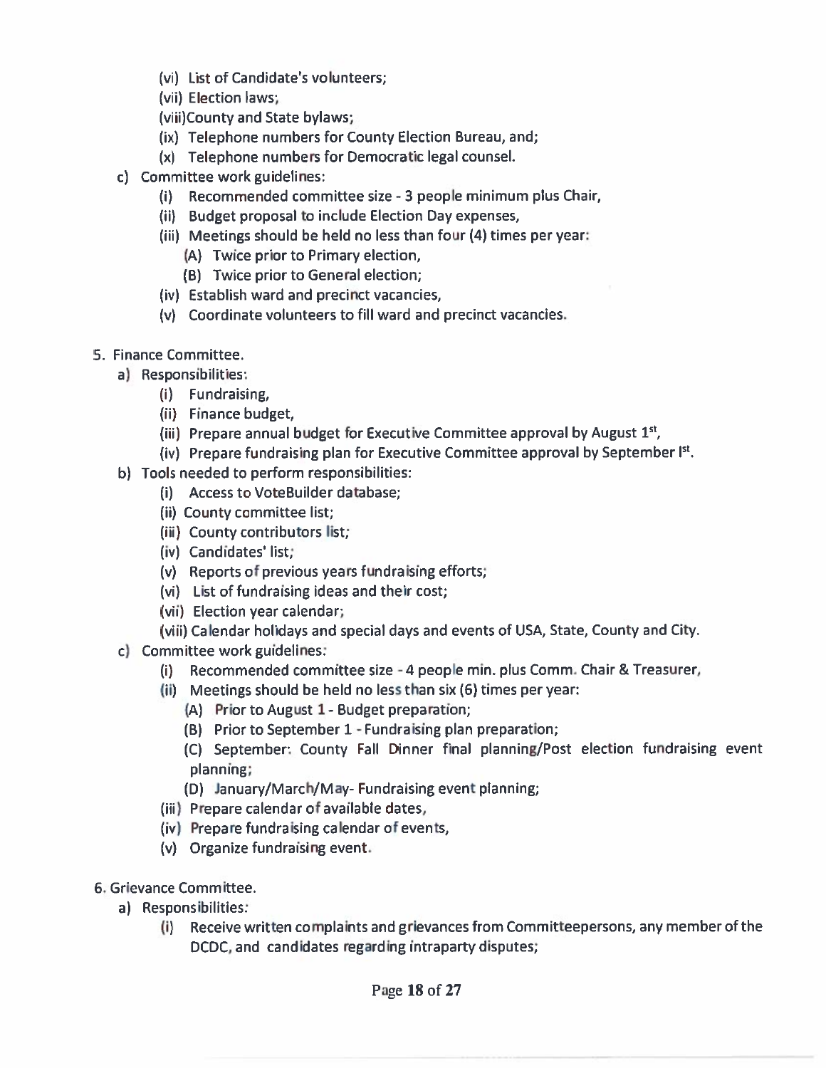(vi) List of Candidate's volunteers;
(vii) Election laws;
(viii) County and State bylaws;
(ix) Telephone numbers for County Election Bureau, and;
(x) Telephone numbers for Democratic legal counsel.

c) Committee work guidelines:
   (i) Recommended committee size - 3 people minimum plus Chair,
   (ii) Budget proposal to include Election Day expenses,
   (iii) Meetings should be held no less than four (4) times per year:
      (A) Twice prior to Primary election,
      (B) Twice prior to General election;
   (iv) Establish ward and precinct vacancies,
   (v) Coordinate volunteers to fill ward and precinct vacancies.

5. Finance Committee.
   a) Responsibilities:
      (i) Fundraising,
      (ii) Finance budget,
      (iii) Prepare annual budget for Executive Committee approval by August 1st,
      (iv) Prepare fundraising plan for Executive Committee approval by September 1st.
   b) Tools needed to perform responsibilities:
      (i) Access to VoteBuilder database;
      (ii) County committee list;
      (iii) County contributors list;
      (iv) Candidates' list;
      (v) Reports of previous years fundraising efforts;
      (vi) List of fundraising ideas and their cost;
      (vii) Election year calendar;
      (viii) Calendar holidays and special days and events of USA, State, County and City.
   c) Committee work guidelines:
      (i) Recommended committee size - 4 people min. plus Comm. Chair & Treasurer,
      (ii) Meetings should be held no less than six (6) times per year:
         (A) Prior to August 1 - Budget preparation;
         (B) Prior to September 1 - Fundraising plan preparation;
         (C) September: County Fall Dinner final planning/Post election fundraising event planning;
         (D) January/March/May- Fundraising event planning;
      (iii) Prepare calendar of available dates,
      (iv) Prepare fundraising calendar of events,
      (v) Organize fundraising event.

6. Grievance Committee.
   a) Responsibilities:
      (i) Receive written complaints and grievances from Committeepersons, any member of the DCDC, and candidates regarding intraparty disputes;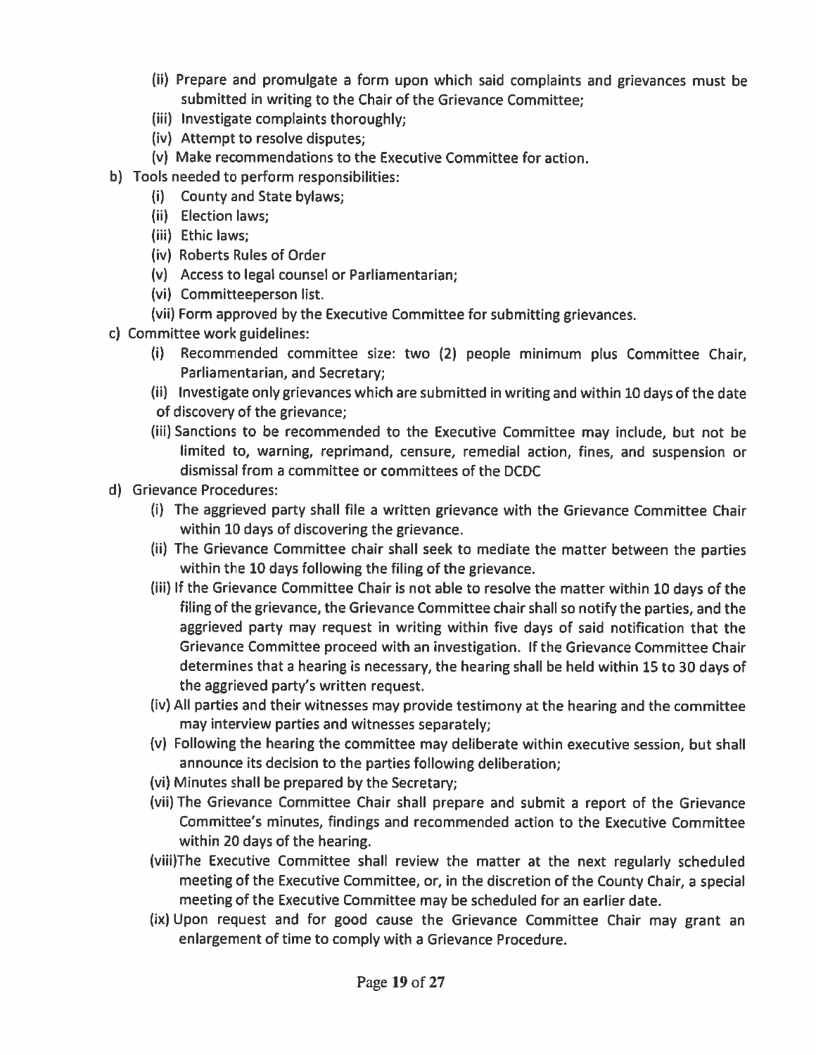- (ii) Prepare and promulgate a form upon which said complaints and grievances must be submitted in writing to the Chair of the Grievance Committee;
- (iii) Investigate complaints thoroughly;
- (iv) Attempt to resolve disputes;
- (v) Make recommendations to the Executive Committee for action.

b) Tools needed to perform responsibilities:

- (i) County and State bylaws;
- (ii) Election laws;
- (iii) Ethic laws;
- (iv) Roberts Rules of Order
- (v) Access to legal counsel or Parliamentarian;
- (vi) Committeeperson list.
- (vii) Form approved by the Executive Committee for submitting grievances.

c) Committee work guidelines:

- (i) Recommended committee size: two (2) people minimum plus Committee Chair, Parliamentarian, and Secretary;
- (ii) Investigate only grievances which are submitted in writing and within 10 days of the date of discovery of the grievance;
- (iii) Sanctions to be recommended to the Executive Committee may include, but not be limited to, warning, reprimand, censure, remedial action, fines, and suspension or dismissal from a committee or committees of the DCDC

d) Grievance Procedures:

- (i) The aggrieved party shall file a written grievance with the Grievance Committee Chair within 10 days of discovering the grievance.
- (ii) The Grievance Committee chair shall seek to mediate the matter between the parties within the 10 days following the filing of the grievance.
- (iii) If the Grievance Committee Chair is not able to resolve the matter within 10 days of the filing of the grievance, the Grievance Committee chair shall so notify the parties, and the aggrieved party may request in writing within five days of said notification that the Grievance Committee proceed with an investigation. If the Grievance Committee Chair determines that a hearing is necessary, the hearing shall be held within 15 to 30 days of the aggrieved party's written request.
- (iv) All parties and their witnesses may provide testimony at the hearing and the committee may interview parties and witnesses separately;
- (v) Following the hearing the committee may deliberate within executive session, but shall announce its decision to the parties following deliberation;
- (vi) Minutes shall be prepared by the Secretary;
- (vii) The Grievance Committee Chair shall prepare and submit a report of the Grievance Committee's minutes, findings and recommended action to the Executive Committee within 20 days of the hearing.
- (viii) The Executive Committee shall review the matter at the next regularly scheduled meeting of the Executive Committee, or, in the discretion of the County Chair, a special meeting of the Executive Committee may be scheduled for an earlier date.
- (ix) Upon request and for good cause the Grievance Committee Chair may grant an enlargement of time to comply with a Grievance Procedure.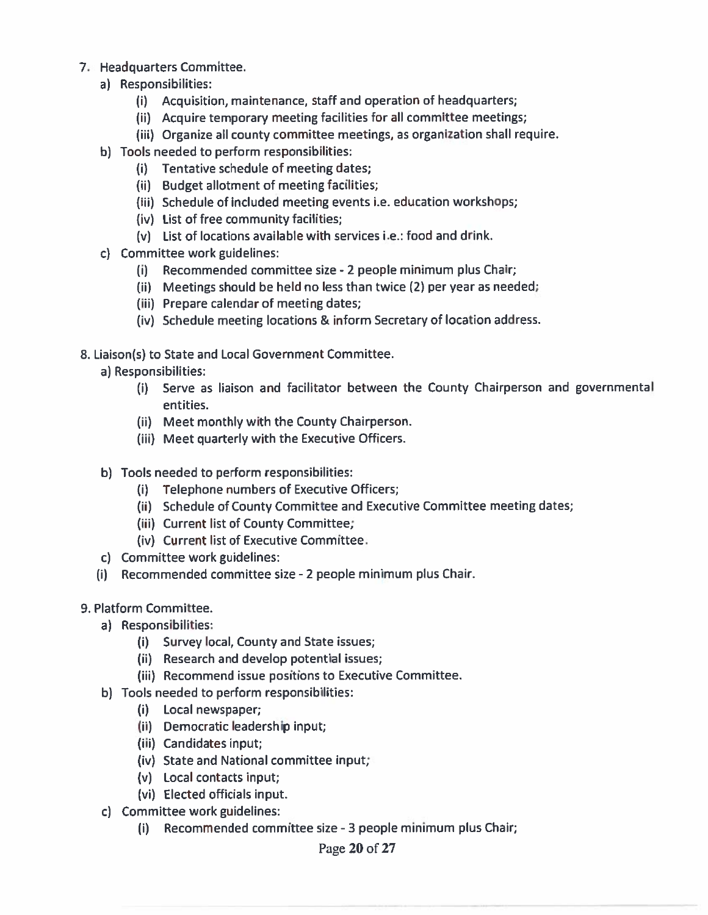7. Headquarters Committee.
   a) Responsibilities:
      (i) Acquisition, maintenance, staff and operation of headquarters;
      (ii) Acquire temporary meeting facilities for all committee meetings;
      (iii) Organize all county committee meetings, as organization shall require.
   b) Tools needed to perform responsibilities:
      (i) Tentative schedule of meeting dates;
      (ii) Budget allotment of meeting facilities;
      (iii) Schedule of included meeting events i.e. education workshops;
      (iv) List of free community facilities;
      (v) List of locations available with services i.e.: food and drink.
   c) Committee work guidelines:
      (i) Recommended committee size - 2 people minimum plus Chair;
      (ii) Meetings should be held no less than twice (2) per year as needed;
      (iii) Prepare calendar of meeting dates;
      (iv) Schedule meeting locations & inform Secretary of location address.

8. Liaison(s) to State and Local Government Committee.
   a) Responsibilities:
      (i) Serve as liaison and facilitator between the County Chairperson and governmental entities.
      (ii) Meet monthly with the County Chairperson.
      (iii) Meet quarterly with the Executive Officers.
   b) Tools needed to perform responsibilities:
      (i) Telephone numbers of Executive Officers;
      (ii) Schedule of County Committee and Executive Committee meeting dates;
      (iii) Current list of County Committee;
      (iv) Current list of Executive Committee.
   c) Committee work guidelines:
      (i) Recommended committee size - 2 people minimum plus Chair.

9. Platform Committee.
   a) Responsibilities:
      (i) Survey local, County and State issues;
      (ii) Research and develop potential issues;
      (iii) Recommend issue positions to Executive Committee.
   b) Tools needed to perform responsibilities:
      (i) Local newspaper;
      (ii) Democratic leadership input;
      (iii) Candidates input;
      (iv) State and National committee input;
      (v) Local contacts input;
      (vi) Elected officials input.
   c) Committee work guidelines:
      (i) Recommended committee size - 3 people minimum plus Chair;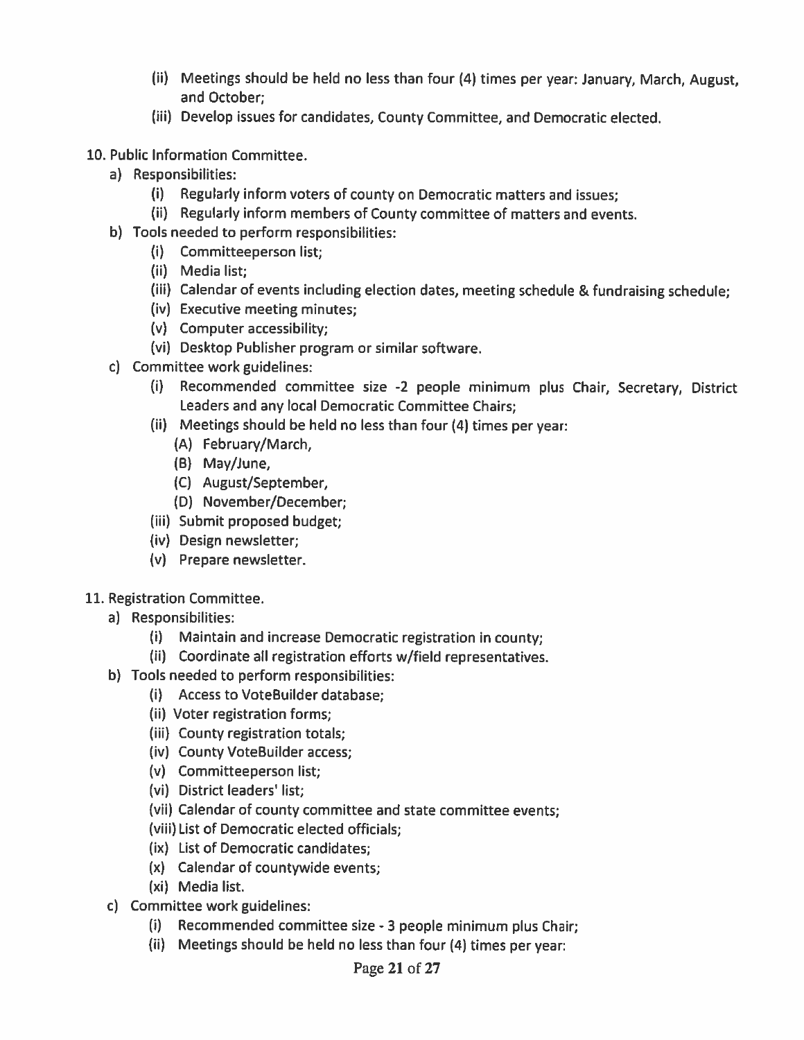- (ii) Meetings should be held no less than four (4) times per year: January, March, August, and October;
- (iii) Develop issues for candidates, County Committee, and Democratic elected.

10. Public Information Committee.
   - a) Responsibilities:
      - (i) Regularly inform voters of county on Democratic matters and issues;
      - (ii) Regularly inform members of County committee of matters and events.
   - b) Tools needed to perform responsibilities:
      - (i) Committeeperson list;
      - (ii) Media list;
      - (iii) Calendar of events including election dates, meeting schedule & fundraising schedule;
      - (iv) Executive meeting minutes;
      - (v) Computer accessibility;
      - (vi) Desktop Publisher program or similar software.
   - c) Committee work guidelines:
      - (i) Recommended committee size -2 people minimum plus Chair, Secretary, District Leaders and any local Democratic Committee Chairs;
      - (ii) Meetings should be held no less than four (4) times per year:
         - (A) February/March,
         - (B) May/June,
         - (C) August/September,
         - (D) November/December;
      - (iii) Submit proposed budget;
      - (iv) Design newsletter;
      - (v) Prepare newsletter.

11. Registration Committee.
   - a) Responsibilities:
      - (i) Maintain and increase Democratic registration in county;
      - (ii) Coordinate all registration efforts w/field representatives.
   - b) Tools needed to perform responsibilities:
      - (i) Access to VoteBuilder database;
      - (ii) Voter registration forms;
      - (iii) County registration totals;
      - (iv) County VoteBuilder access;
      - (v) Committeeperson list;
      - (vi) District leaders' list;
      - (vii) Calendar of county committee and state committee events;
      - (viii) List of Democratic elected officials;
      - (ix) List of Democratic candidates;
      - (x) Calendar of countywide events;
      - (xi) Media list.
   - c) Committee work guidelines:
      - (i) Recommended committee size - 3 people minimum plus Chair;
      - (ii) Meetings should be held no less than four (4) times per year: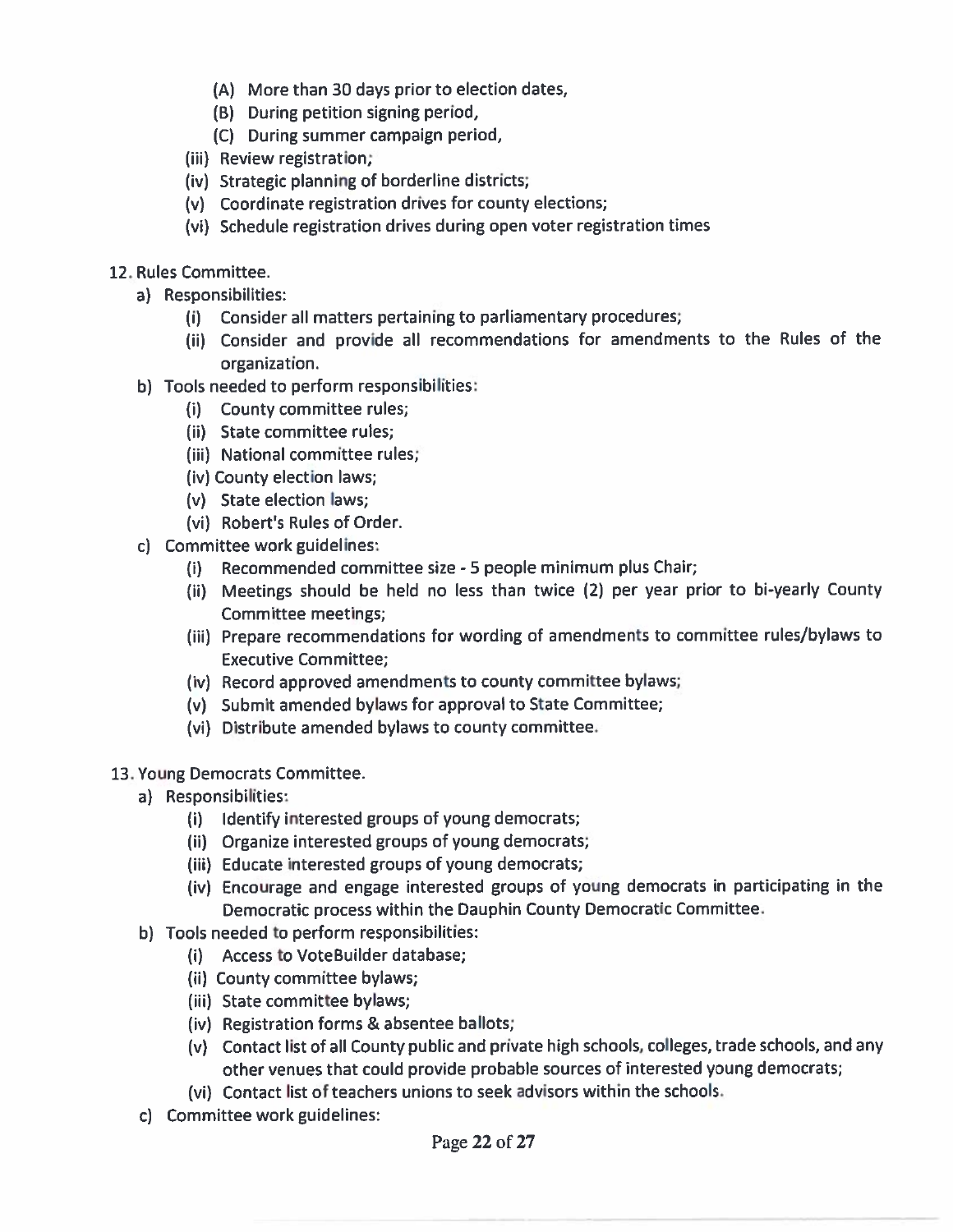(A) More than 30 days prior to election dates,
(B) During petition signing period,
(C) During summer campaign period,

(iii) Review registration;
(iv) Strategic planning of borderline districts;
(v) Coordinate registration drives for county elections;
(vi) Schedule registration drives during open voter registration times

12. Rules Committee.
   a) Responsibilities:
      (i) Consider all matters pertaining to parliamentary procedures;
      (ii) Consider and provide all recommendations for amendments to the Rules of the organization.
   b) Tools needed to perform responsibilities:
      (i) County committee rules;
      (ii) State committee rules;
      (iii) National committee rules;
      (iv) County election laws;
      (v) State election laws;
      (vi) Robert's Rules of Order.
   c) Committee work guidelines:
      (i) Recommended committee size - 5 people minimum plus Chair;
      (ii) Meetings should be held no less than twice (2) per year prior to bi-yearly County Committee meetings;
      (iii) Prepare recommendations for wording of amendments to committee rules/bylaws to Executive Committee;
      (iv) Record approved amendments to county committee bylaws;
      (v) Submit amended bylaws for approval to State Committee;
      (vi) Distribute amended bylaws to county committee.

13. Young Democrats Committee.
   a) Responsibilities:
      (i) Identify interested groups of young democrats;
      (ii) Organize interested groups of young democrats;
      (iii) Educate interested groups of young democrats;
      (iv) Encourage and engage interested groups of young democrats in participating in the Democratic process within the Dauphin County Democratic Committee.
   b) Tools needed to perform responsibilities:
      (i) Access to VoteBuilder database;
      (ii) County committee bylaws;
      (iii) State committee bylaws;
      (iv) Registration forms & absentee ballots;
      (v) Contact list of all County public and private high schools, colleges, trade schools, and any other venues that could provide probable sources of interested young democrats;
      (vi) Contact list of teachers unions to seek advisors within the schools.
   c) Committee work guidelines: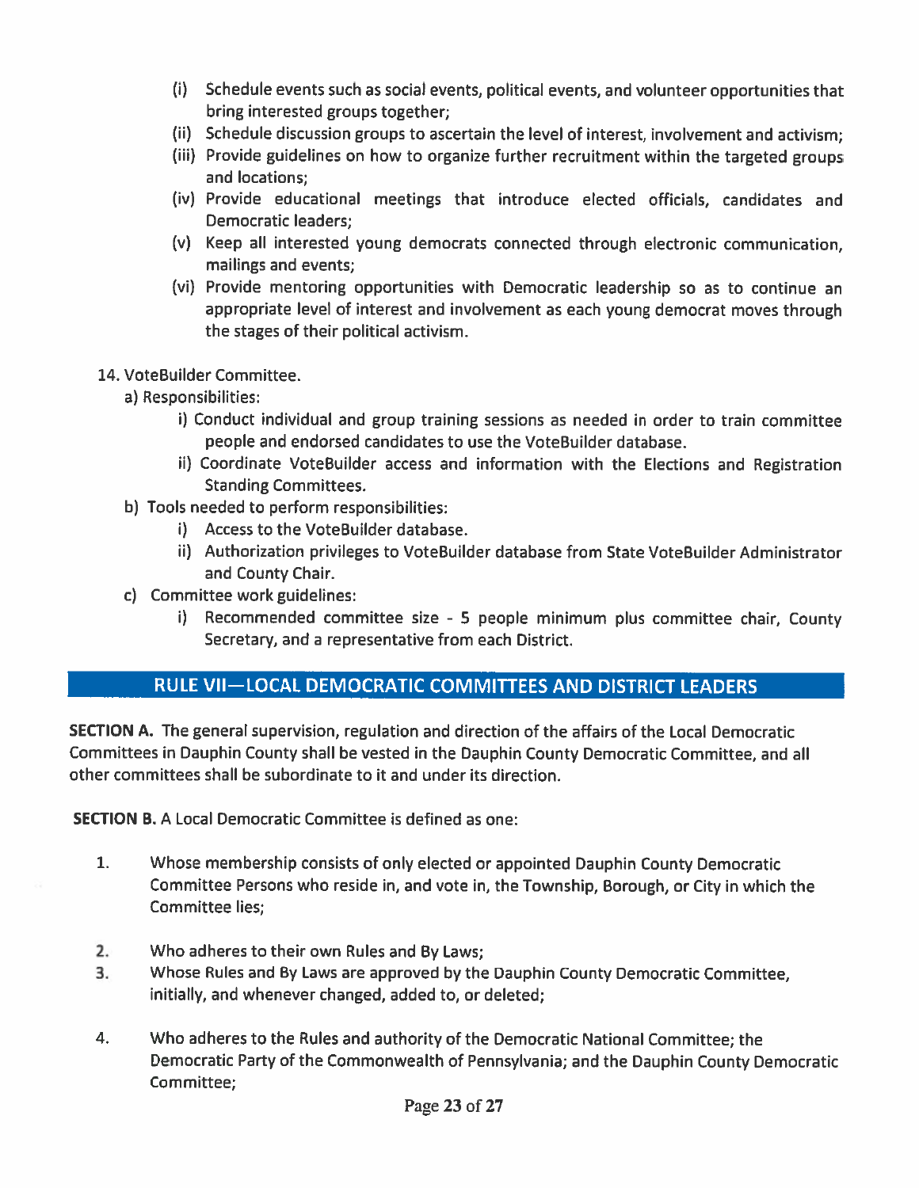- (i) Schedule events such as social events, political events, and volunteer opportunities that bring interested groups together;
- (ii) Schedule discussion groups to ascertain the level of interest, involvement and activism;
- (iii) Provide guidelines on how to organize further recruitment within the targeted groups and locations;
- (iv) Provide educational meetings that introduce elected officials, candidates and Democratic leaders;
- (v) Keep all interested young democrats connected through electronic communication, mailings and events;
- (vi) Provide mentoring opportunities with Democratic leadership so as to continue an appropriate level of interest and involvement as each young democrat moves through the stages of their political activism.

14. VoteBuilder Committee.
    - a) Responsibilities:
        - i) Conduct individual and group training sessions as needed in order to train committee people and endorsed candidates to use the VoteBuilder database.
        - ii) Coordinate VoteBuilder access and information with the Elections and Registration Standing Committees.
    - b) Tools needed to perform responsibilities:
        - i) Access to the VoteBuilder database.
        - ii) Authorization privileges to VoteBuilder database from State VoteBuilder Administrator and County Chair.
    - c) Committee work guidelines:
        - i) Recommended committee size - 5 people minimum plus committee chair, County Secretary, and a representative from each District.

## RULE VII—LOCAL DEMOCRATIC COMMITTEES AND DISTRICT LEADERS

**SECTION A.** The general supervision, regulation and direction of the affairs of the Local Democratic Committees in Dauphin County shall be vested in the Dauphin County Democratic Committee, and all other committees shall be subordinate to it and under its direction.

**SECTION B.** A Local Democratic Committee is defined as one:

1. Whose membership consists of only elected or appointed Dauphin County Democratic Committee Persons who reside in, and vote in, the Township, Borough, or City in which the Committee lies;
2. Who adheres to their own Rules and By Laws;
3. Whose Rules and By Laws are approved by the Dauphin County Democratic Committee, initially, and whenever changed, added to, or deleted;
4. Who adheres to the Rules and authority of the Democratic National Committee; the Democratic Party of the Commonwealth of Pennsylvania; and the Dauphin County Democratic Committee;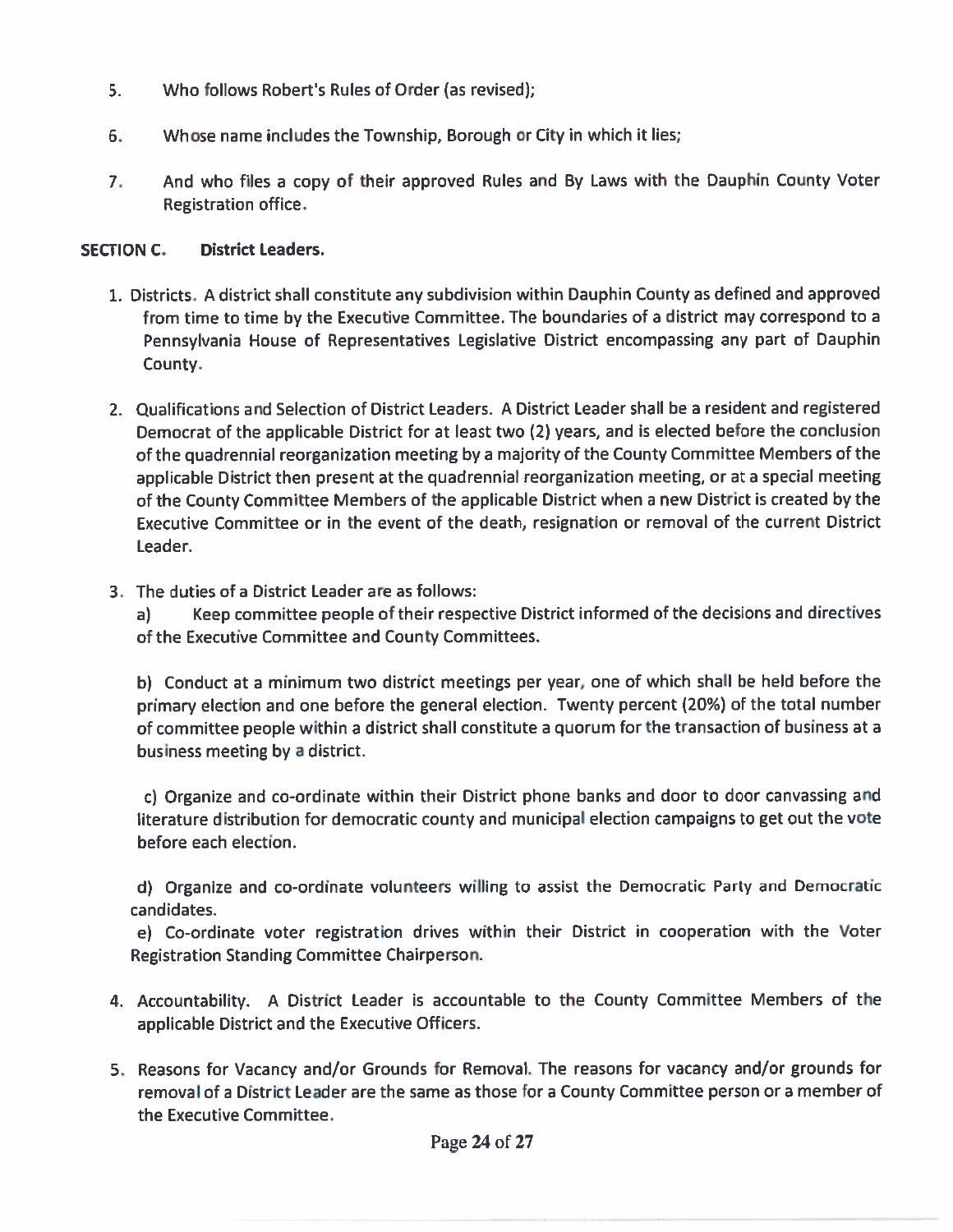5. Who follows Robert's Rules of Order (as revised);

6. Whose name includes the Township, Borough or City in which it lies;

7. And who files a copy of their approved Rules and By Laws with the Dauphin County Voter Registration office.

**SECTION C. District Leaders.**

1. Districts. A district shall constitute any subdivision within Dauphin County as defined and approved from time to time by the Executive Committee. The boundaries of a district may correspond to a Pennsylvania House of Representatives Legislative District encompassing any part of Dauphin County.

2. Qualifications and Selection of District Leaders. A District Leader shall be a resident and registered Democrat of the applicable District for at least two (2) years, and is elected before the conclusion of the quadrennial reorganization meeting by a majority of the County Committee Members of the applicable District then present at the quadrennial reorganization meeting, or at a special meeting of the County Committee Members of the applicable District when a new District is created by the Executive Committee or in the event of the death, resignation or removal of the current District Leader.

3. The duties of a District Leader are as follows:

   a) Keep committee people of their respective District informed of the decisions and directives of the Executive Committee and County Committees.

   b) Conduct at a minimum two district meetings per year, one of which shall be held before the primary election and one before the general election. Twenty percent (20%) of the total number of committee people within a district shall constitute a quorum for the transaction of business at a business meeting by a district.

   c) Organize and co-ordinate within their District phone banks and door to door canvassing and literature distribution for democratic county and municipal election campaigns to get out the vote before each election.

   d) Organize and co-ordinate volunteers willing to assist the Democratic Party and Democratic candidates.

   e) Co-ordinate voter registration drives within their District in cooperation with the Voter Registration Standing Committee Chairperson.

4. Accountability. A District Leader is accountable to the County Committee Members of the applicable District and the Executive Officers.

5. Reasons for Vacancy and/or Grounds for Removal. The reasons for vacancy and/or grounds for removal of a District Leader are the same as those for a County Committee person or a member of the Executive Committee.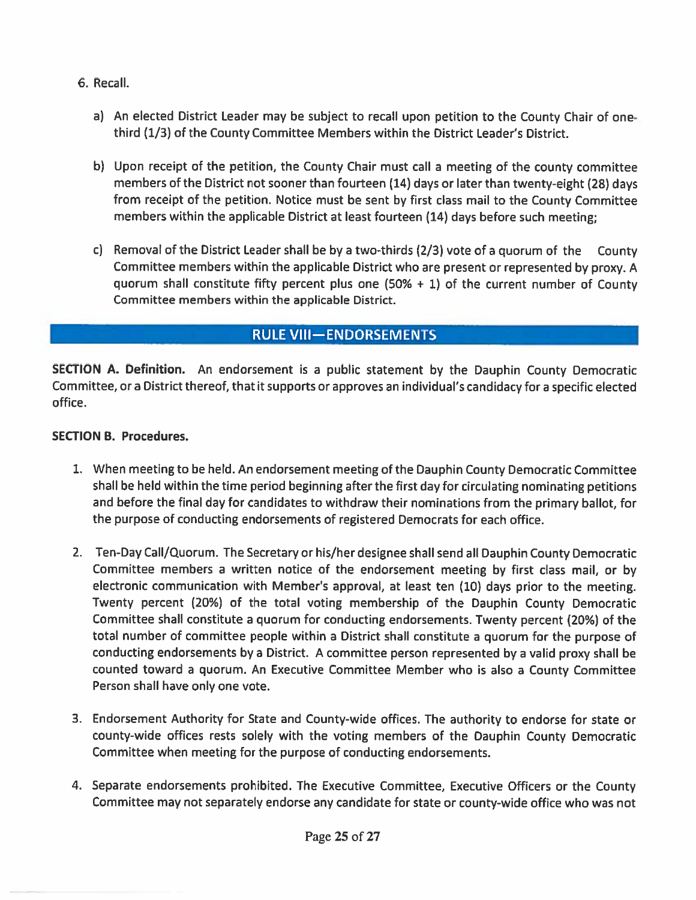6. Recall.

    a) An elected District Leader may be subject to recall upon petition to the County Chair of one-third (1/3) of the County Committee Members within the District Leader's District.

    b) Upon receipt of the petition, the County Chair must call a meeting of the county committee members of the District not sooner than fourteen (14) days or later than twenty-eight (28) days from receipt of the petition. Notice must be sent by first class mail to the County Committee members within the applicable District at least fourteen (14) days before such meeting;

    c) Removal of the District Leader shall be by a two-thirds (2/3) vote of a quorum of the County Committee members within the applicable District who are present or represented by proxy. A quorum shall constitute fifty percent plus one (50% + 1) of the current number of County Committee members within the applicable District.

## RULE VIII—ENDORSEMENTS

**SECTION A. Definition.** An endorsement is a public statement by the Dauphin County Democratic Committee, or a District thereof, that it supports or approves an individual's candidacy for a specific elected office.

**SECTION B. Procedures.**

1. When meeting to be held. An endorsement meeting of the Dauphin County Democratic Committee shall be held within the time period beginning after the first day for circulating nominating petitions and before the final day for candidates to withdraw their nominations from the primary ballot, for the purpose of conducting endorsements of registered Democrats for each office.

2. Ten-Day Call/Quorum. The Secretary or his/her designee shall send all Dauphin County Democratic Committee members a written notice of the endorsement meeting by first class mail, or by electronic communication with Member's approval, at least ten (10) days prior to the meeting. Twenty percent (20%) of the total voting membership of the Dauphin County Democratic Committee shall constitute a quorum for conducting endorsements. Twenty percent (20%) of the total number of committee people within a District shall constitute a quorum for the purpose of conducting endorsements by a District. A committee person represented by a valid proxy shall be counted toward a quorum. An Executive Committee Member who is also a County Committee Person shall have only one vote.

3. Endorsement Authority for State and County-wide offices. The authority to endorse for state or county-wide offices rests solely with the voting members of the Dauphin County Democratic Committee when meeting for the purpose of conducting endorsements.

4. Separate endorsements prohibited. The Executive Committee, Executive Officers or the County Committee may not separately endorse any candidate for state or county-wide office who was not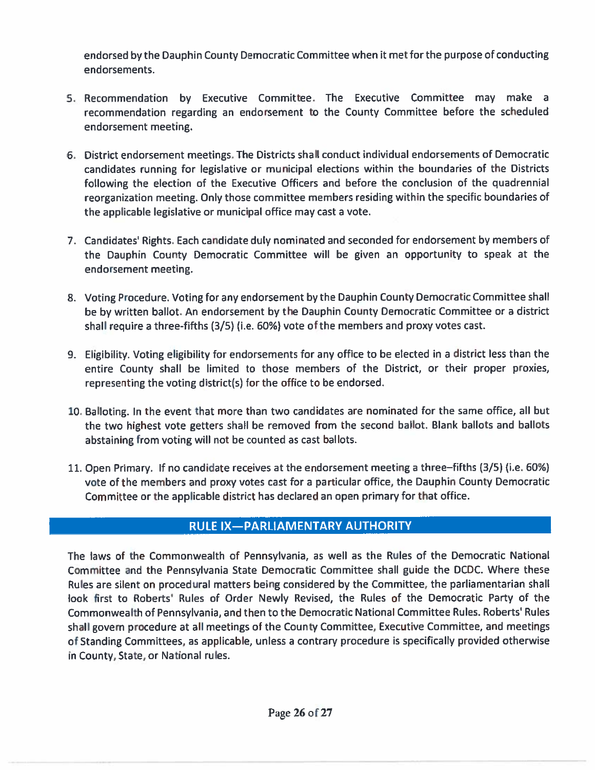endorsed by the Dauphin County Democratic Committee when it met for the purpose of conducting endorsements.

5. Recommendation by Executive Committee. The Executive Committee may make a recommendation regarding an endorsement to the County Committee before the scheduled endorsement meeting.

6. District endorsement meetings. The Districts shall conduct individual endorsements of Democratic candidates running for legislative or municipal elections within the boundaries of the Districts following the election of the Executive Officers and before the conclusion of the quadrennial reorganization meeting. Only those committee members residing within the specific boundaries of the applicable legislative or municipal office may cast a vote.

7. Candidates' Rights. Each candidate duly nominated and seconded for endorsement by members of the Dauphin County Democratic Committee will be given an opportunity to speak at the endorsement meeting.

8. Voting Procedure. Voting for any endorsement by the Dauphin County Democratic Committee shall be by written ballot. An endorsement by the Dauphin County Democratic Committee or a district shall require a three-fifths (3/5) (i.e. 60%) vote of the members and proxy votes cast.

9. Eligibility. Voting eligibility for endorsements for any office to be elected in a district less than the entire County shall be limited to those members of the District, or their proper proxies, representing the voting district(s) for the office to be endorsed.

10. Balloting. In the event that more than two candidates are nominated for the same office, all but the two highest vote getters shall be removed from the second ballot. Blank ballots and ballots abstaining from voting will not be counted as cast ballots.

11. Open Primary. If no candidate receives at the endorsement meeting a three-fifths (3/5) (i.e. 60%) vote of the members and proxy votes cast for a particular office, the Dauphin County Democratic Committee or the applicable district has declared an open primary for that office.

## RULE IX—PARLIAMENTARY AUTHORITY

The laws of the Commonwealth of Pennsylvania, as well as the Rules of the Democratic National Committee and the Pennsylvania State Democratic Committee shall guide the DCDC. Where these Rules are silent on procedural matters being considered by the Committee, the parliamentarian shall look first to Roberts' Rules of Order Newly Revised, the Rules of the Democratic Party of the Commonwealth of Pennsylvania, and then to the Democratic National Committee Rules. Roberts' Rules shall govern procedure at all meetings of the County Committee, Executive Committee, and meetings of Standing Committees, as applicable, unless a contrary procedure is specifically provided otherwise in County, State, or National rules.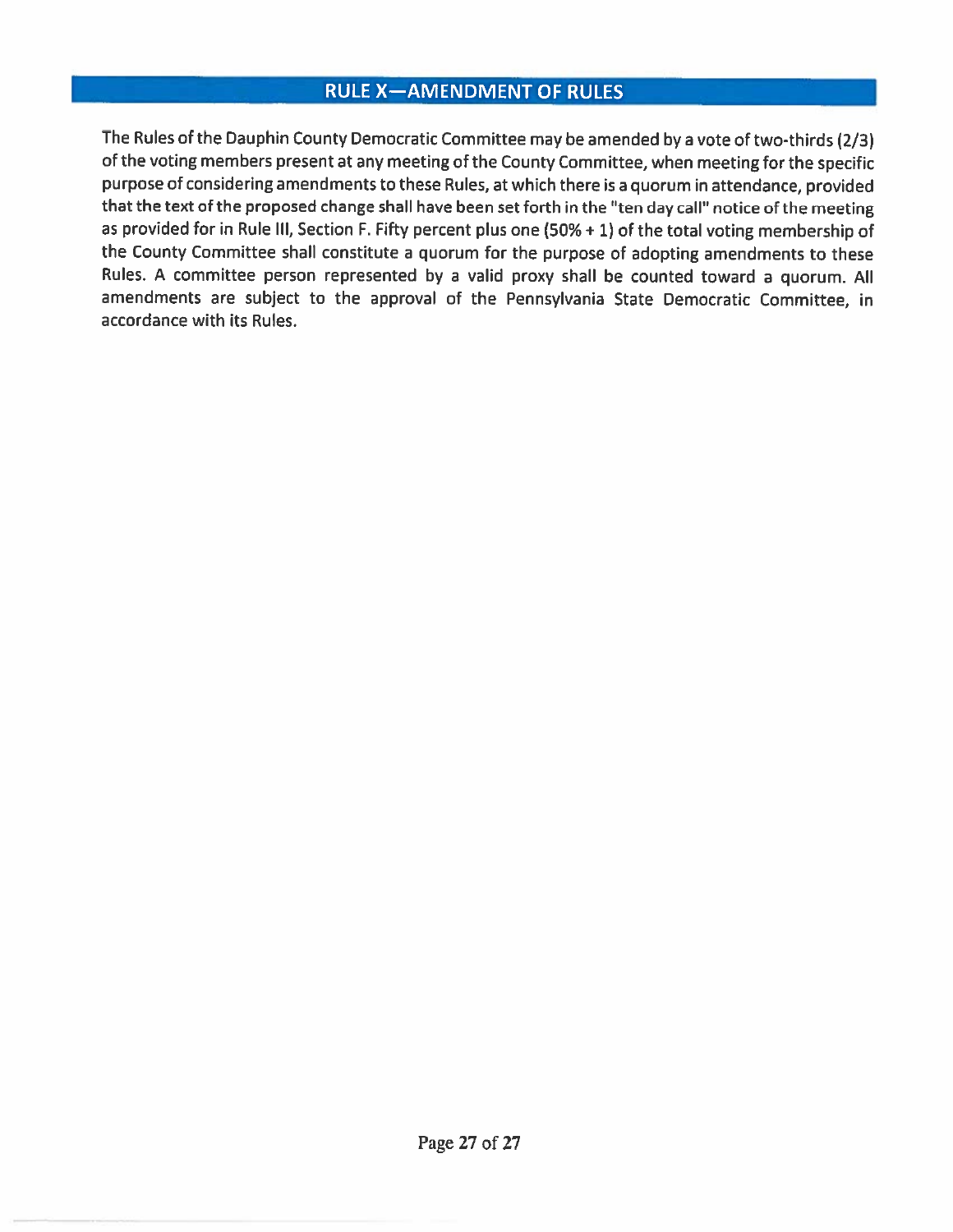## RULE X—AMENDMENT OF RULES

The Rules of the Dauphin County Democratic Committee may be amended by a vote of two-thirds (2/3) of the voting members present at any meeting of the County Committee, when meeting for the specific purpose of considering amendments to these Rules, at which there is a quorum in attendance, provided that the text of the proposed change shall have been set forth in the "ten day call" notice of the meeting as provided for in Rule III, Section F. Fifty percent plus one (50% + 1) of the total voting membership of the County Committee shall constitute a quorum for the purpose of adopting amendments to these Rules. A committee person represented by a valid proxy shall be counted toward a quorum. All amendments are subject to the approval of the Pennsylvania State Democratic Committee, in accordance with its Rules.